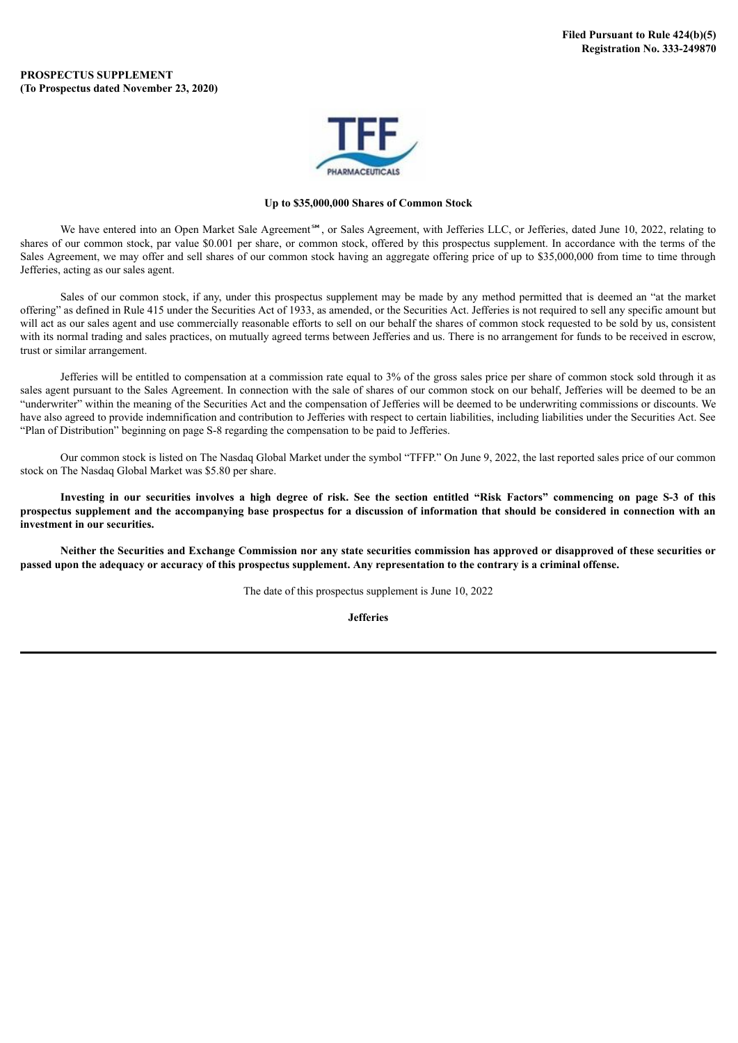**Filed Pursuant to Rule 424(b)(5)**
**Registration No. 333-249870**

**PROSPECTUS SUPPLEMENT**
**(To Prospectus dated November 23, 2020)**

**Up to $35,000,000 Shares of Common Stock**

We have entered into an Open Market Sale Agreement℠, or Sales Agreement, with Jefferies LLC, or Jefferies, dated June 10, 2022, relating to shares of our common stock, par value $0.001 per share, or common stock, offered by this prospectus supplement. In accordance with the terms of the Sales Agreement, we may offer and sell shares of our common stock having an aggregate offering price of up to $35,000,000 from time to time through Jefferies, acting as our sales agent.

Sales of our common stock, if any, under this prospectus supplement may be made by any method permitted that is deemed an "at the market offering" as defined in Rule 415 under the Securities Act of 1933, as amended, or the Securities Act. Jefferies is not required to sell any specific amount but will act as our sales agent and use commercially reasonable efforts to sell on our behalf the shares of common stock requested to be sold by us, consistent with its normal trading and sales practices, on mutually agreed terms between Jefferies and us. There is no arrangement for funds to be received in escrow, trust or similar arrangement.

Jefferies will be entitled to compensation at a commission rate equal to 3% of the gross sales price per share of common stock sold through it as sales agent pursuant to the Sales Agreement. In connection with the sale of shares of our common stock on our behalf, Jefferies will be deemed to be an "underwriter" within the meaning of the Securities Act and the compensation of Jefferies will be deemed to be underwriting commissions or discounts. We have also agreed to provide indemnification and contribution to Jefferies with respect to certain liabilities, including liabilities under the Securities Act. See "Plan of Distribution" beginning on page S-8 regarding the compensation to be paid to Jefferies.

Our common stock is listed on The Nasdaq Global Market under the symbol "TFFP." On June 9, 2022, the last reported sales price of our common stock on The Nasdaq Global Market was $5.80 per share.

**Investing in our securities involves a high degree of risk. See the section entitled "Risk Factors" commencing on page S-3 of this prospectus supplement and the accompanying base prospectus for a discussion of information that should be considered in connection with an investment in our securities.**

**Neither the Securities and Exchange Commission nor any state securities commission has approved or disapproved of these securities or passed upon the adequacy or accuracy of this prospectus supplement. Any representation to the contrary is a criminal offense.**

The date of this prospectus supplement is June 10, 2022

**Jefferies**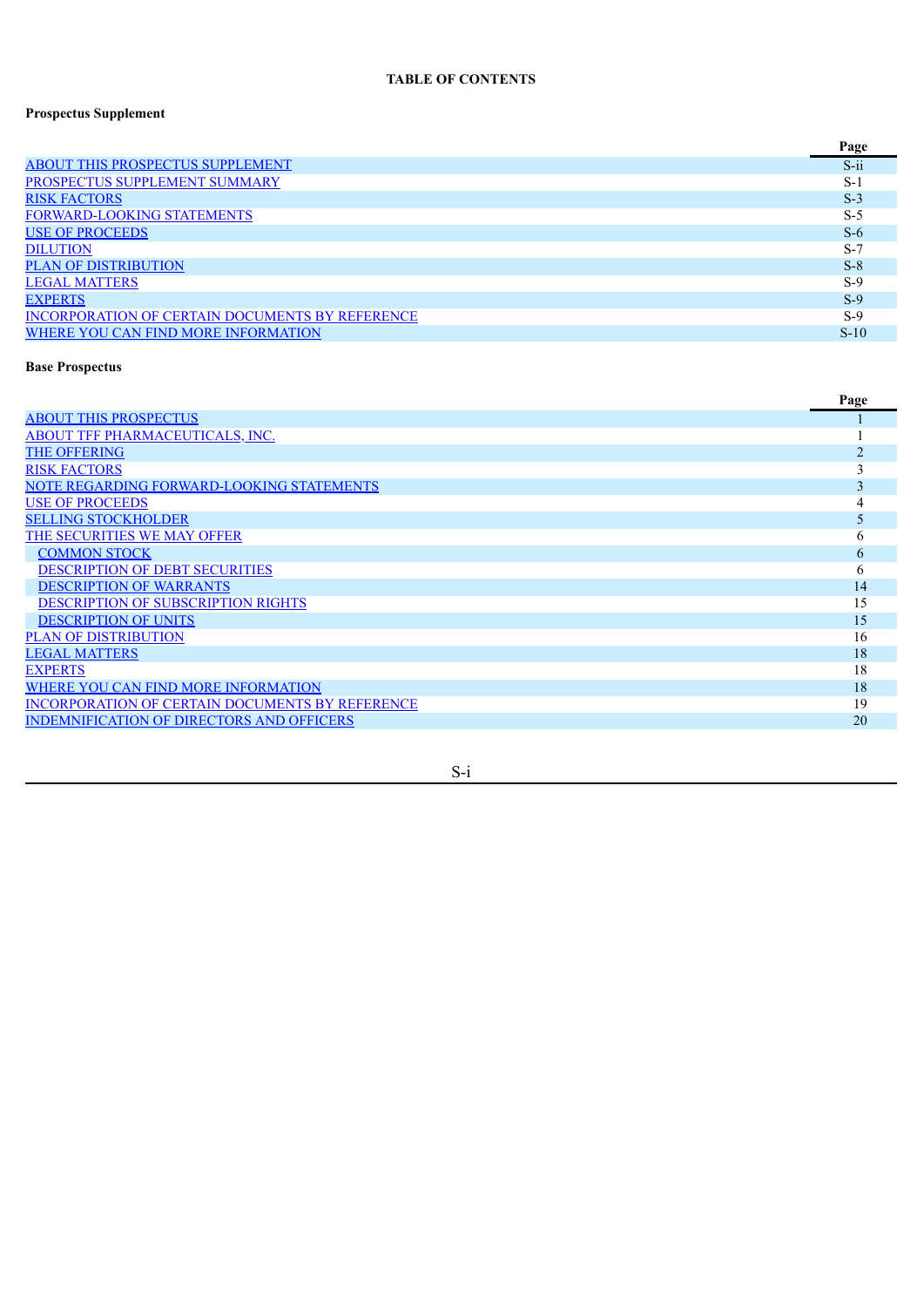# TABLE OF CONTENTS

**Prospectus Supplement**

| | Page |
|---|---|
| ABOUT THIS PROSPECTUS SUPPLEMENT | S-ii |
| PROSPECTUS SUPPLEMENT SUMMARY | S-1 |
| RISK FACTORS | S-3 |
| FORWARD-LOOKING STATEMENTS | S-5 |
| USE OF PROCEEDS | S-6 |
| DILUTION | S-7 |
| PLAN OF DISTRIBUTION | S-8 |
| LEGAL MATTERS | S-9 |
| EXPERTS | S-9 |
| INCORPORATION OF CERTAIN DOCUMENTS BY REFERENCE | S-9 |
| WHERE YOU CAN FIND MORE INFORMATION | S-10 |

**Base Prospectus**

| | Page |
|---|---|
| ABOUT THIS PROSPECTUS | 1 |
| ABOUT TFF PHARMACEUTICALS, INC. | 1 |
| THE OFFERING | 2 |
| RISK FACTORS | 3 |
| NOTE REGARDING FORWARD-LOOKING STATEMENTS | 3 |
| USE OF PROCEEDS | 4 |
| SELLING STOCKHOLDER | 5 |
| THE SECURITIES WE MAY OFFER | 6 |
| COMMON STOCK | 6 |
| DESCRIPTION OF DEBT SECURITIES | 6 |
| DESCRIPTION OF WARRANTS | 14 |
| DESCRIPTION OF SUBSCRIPTION RIGHTS | 15 |
| DESCRIPTION OF UNITS | 15 |
| PLAN OF DISTRIBUTION | 16 |
| LEGAL MATTERS | 18 |
| EXPERTS | 18 |
| WHERE YOU CAN FIND MORE INFORMATION | 18 |
| INCORPORATION OF CERTAIN DOCUMENTS BY REFERENCE | 19 |
| INDEMNIFICATION OF DIRECTORS AND OFFICERS | 20 |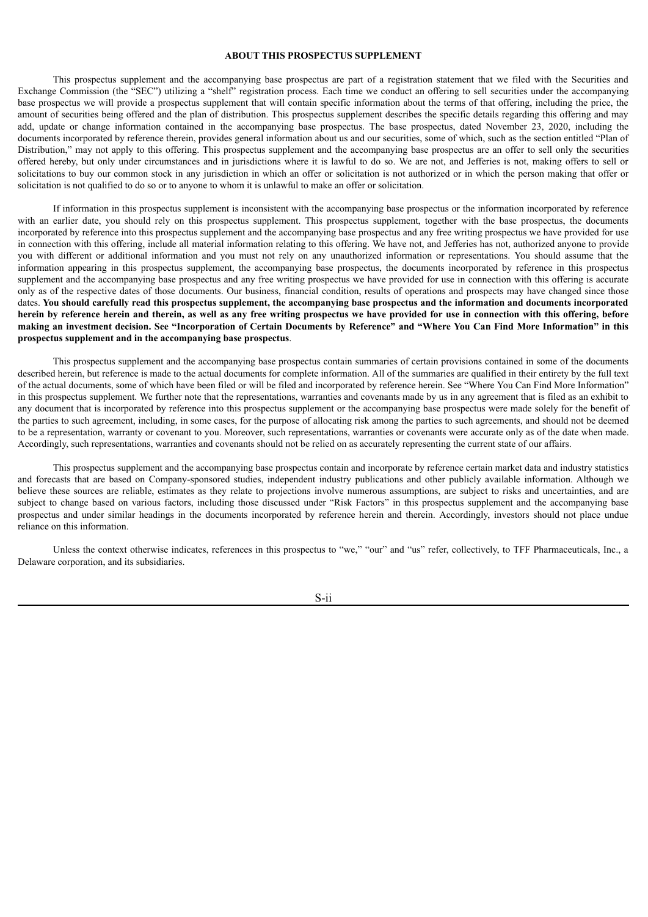## ABOUT THIS PROSPECTUS SUPPLEMENT

This prospectus supplement and the accompanying base prospectus are part of a registration statement that we filed with the Securities and Exchange Commission (the "SEC") utilizing a "shelf" registration process. Each time we conduct an offering to sell securities under the accompanying base prospectus we will provide a prospectus supplement that will contain specific information about the terms of that offering, including the price, the amount of securities being offered and the plan of distribution. This prospectus supplement describes the specific details regarding this offering and may add, update or change information contained in the accompanying base prospectus. The base prospectus, dated November 23, 2020, including the documents incorporated by reference therein, provides general information about us and our securities, some of which, such as the section entitled "Plan of Distribution," may not apply to this offering. This prospectus supplement and the accompanying base prospectus are an offer to sell only the securities offered hereby, but only under circumstances and in jurisdictions where it is lawful to do so. We are not, and Jefferies is not, making offers to sell or solicitations to buy our common stock in any jurisdiction in which an offer or solicitation is not authorized or in which the person making that offer or solicitation is not qualified to do so or to anyone to whom it is unlawful to make an offer or solicitation.

If information in this prospectus supplement is inconsistent with the accompanying base prospectus or the information incorporated by reference with an earlier date, you should rely on this prospectus supplement. This prospectus supplement, together with the base prospectus, the documents incorporated by reference into this prospectus supplement and the accompanying base prospectus and any free writing prospectus we have provided for use in connection with this offering, include all material information relating to this offering. We have not, and Jefferies has not, authorized anyone to provide you with different or additional information and you must not rely on any unauthorized information or representations. You should assume that the information appearing in this prospectus supplement, the accompanying base prospectus, the documents incorporated by reference in this prospectus supplement and the accompanying base prospectus and any free writing prospectus we have provided for use in connection with this offering is accurate only as of the respective dates of those documents. Our business, financial condition, results of operations and prospects may have changed since those dates. **You should carefully read this prospectus supplement, the accompanying base prospectus and the information and documents incorporated herein by reference herein and therein, as well as any free writing prospectus we have provided for use in connection with this offering, before making an investment decision. See "Incorporation of Certain Documents by Reference" and "Where You Can Find More Information" in this prospectus supplement and in the accompanying base prospectus**.

This prospectus supplement and the accompanying base prospectus contain summaries of certain provisions contained in some of the documents described herein, but reference is made to the actual documents for complete information. All of the summaries are qualified in their entirety by the full text of the actual documents, some of which have been filed or will be filed and incorporated by reference herein. See "Where You Can Find More Information" in this prospectus supplement. We further note that the representations, warranties and covenants made by us in any agreement that is filed as an exhibit to any document that is incorporated by reference into this prospectus supplement or the accompanying base prospectus were made solely for the benefit of the parties to such agreement, including, in some cases, for the purpose of allocating risk among the parties to such agreements, and should not be deemed to be a representation, warranty or covenant to you. Moreover, such representations, warranties or covenants were accurate only as of the date when made. Accordingly, such representations, warranties and covenants should not be relied on as accurately representing the current state of our affairs.

This prospectus supplement and the accompanying base prospectus contain and incorporate by reference certain market data and industry statistics and forecasts that are based on Company-sponsored studies, independent industry publications and other publicly available information. Although we believe these sources are reliable, estimates as they relate to projections involve numerous assumptions, are subject to risks and uncertainties, and are subject to change based on various factors, including those discussed under "Risk Factors" in this prospectus supplement and the accompanying base prospectus and under similar headings in the documents incorporated by reference herein and therein. Accordingly, investors should not place undue reliance on this information.

Unless the context otherwise indicates, references in this prospectus to "we," "our" and "us" refer, collectively, to TFF Pharmaceuticals, Inc., a Delaware corporation, and its subsidiaries.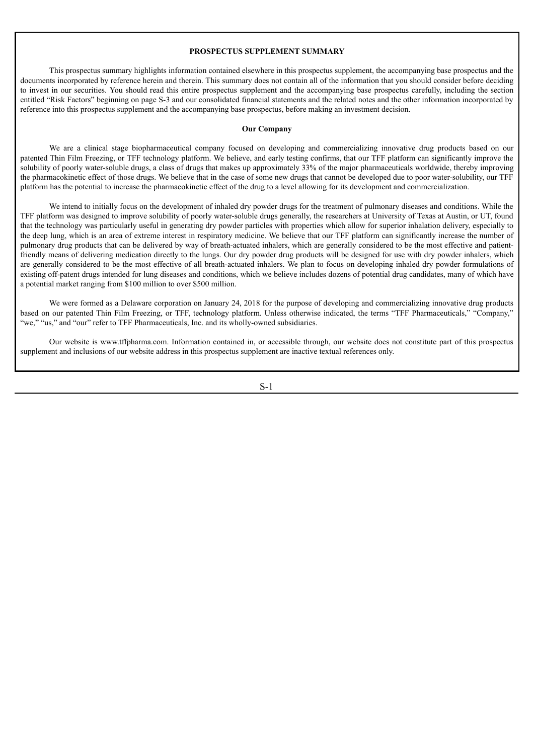## PROSPECTUS SUPPLEMENT SUMMARY

This prospectus summary highlights information contained elsewhere in this prospectus supplement, the accompanying base prospectus and the documents incorporated by reference herein and therein. This summary does not contain all of the information that you should consider before deciding to invest in our securities. You should read this entire prospectus supplement and the accompanying base prospectus carefully, including the section entitled "Risk Factors" beginning on page S-3 and our consolidated financial statements and the related notes and the other information incorporated by reference into this prospectus supplement and the accompanying base prospectus, before making an investment decision.

### Our Company

We are a clinical stage biopharmaceutical company focused on developing and commercializing innovative drug products based on our patented Thin Film Freezing, or TFF, technology platform. We believe, and early testing confirms, that our TFF platform can significantly improve the solubility of poorly water-soluble drugs, a class of drugs that makes up approximately 33% of the major pharmaceuticals worldwide, thereby improving the pharmacokinetic effect of those drugs. We believe that in the case of some new drugs that cannot be developed due to poor water-solubility, our TFF platform has the potential to increase the pharmacokinetic effect of the drug to a level allowing for its development and commercialization.

We intend to initially focus on the development of inhaled dry powder drugs for the treatment of pulmonary diseases and conditions. While the TFF platform was designed to improve solubility of poorly water-soluble drugs generally, the researchers at University of Texas at Austin, or UT, found that the technology was particularly useful in generating dry powder particles with properties which allow for superior inhalation delivery, especially to the deep lung, which is an area of extreme interest in respiratory medicine. We believe that our TFF platform can significantly increase the number of pulmonary drug products that can be delivered by way of breath-actuated inhalers, which are generally considered to be the most effective and patient-friendly means of delivering medication directly to the lungs. Our dry powder drug products will be designed for use with dry powder inhalers, which are generally considered to be the most effective of all breath-actuated inhalers. We plan to focus on developing inhaled dry powder formulations of existing off-patent drugs intended for lung diseases and conditions, which we believe includes dozens of potential drug candidates, many of which have a potential market ranging from $100 million to over $500 million.

We were formed as a Delaware corporation on January 24, 2018 for the purpose of developing and commercializing innovative drug products based on our patented Thin Film Freezing, or TFF, technology platform. Unless otherwise indicated, the terms "TFF Pharmaceuticals," "Company," "we," "us," and "our" refer to TFF Pharmaceuticals, Inc. and its wholly-owned subsidiaries.

Our website is www.tffpharma.com. Information contained in, or accessible through, our website does not constitute part of this prospectus supplement and inclusions of our website address in this prospectus supplement are inactive textual references only.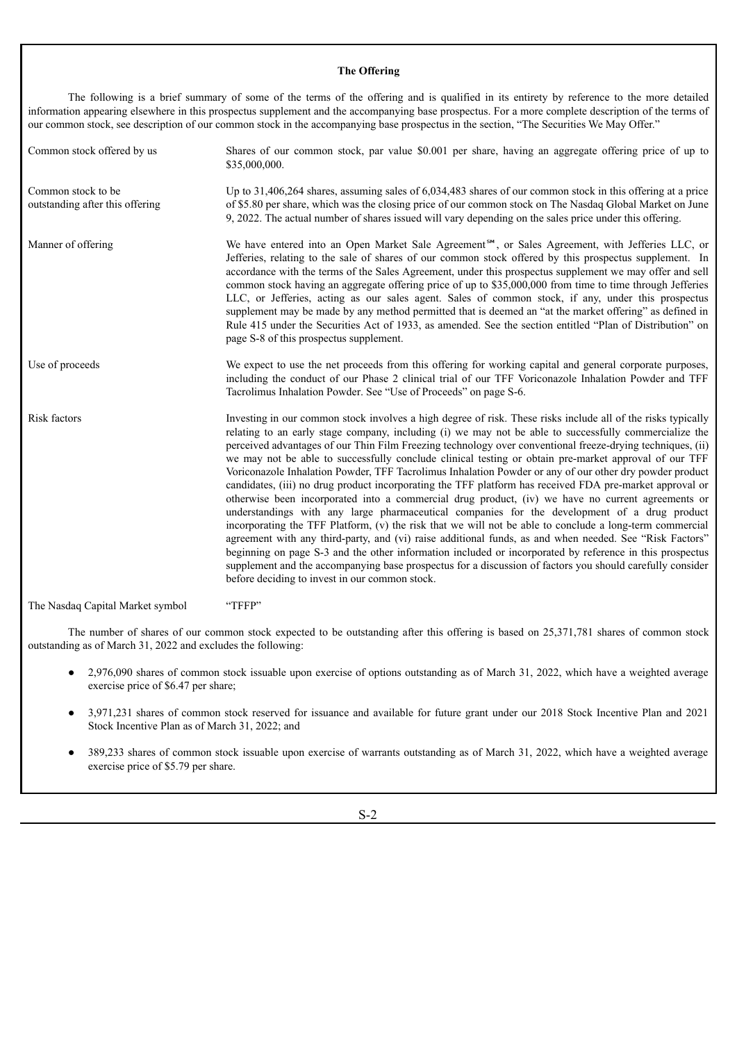### The Offering

The following is a brief summary of some of the terms of the offering and is qualified in its entirety by reference to the more detailed information appearing elsewhere in this prospectus supplement and the accompanying base prospectus. For a more complete description of the terms of our common stock, see description of our common stock in the accompanying base prospectus in the section, "The Securities We May Offer."

| | |
|---|---|
| Common stock offered by us | Shares of our common stock, par value $0.001 per share, having an aggregate offering price of up to $35,000,000. |
| Common stock to be outstanding after this offering | Up to 31,406,264 shares, assuming sales of 6,034,483 shares of our common stock in this offering at a price of $5.80 per share, which was the closing price of our common stock on The Nasdaq Global Market on June 9, 2022. The actual number of shares issued will vary depending on the sales price under this offering. |
| Manner of offering | We have entered into an Open Market Sale Agreement℠, or Sales Agreement, with Jefferies LLC, or Jefferies, relating to the sale of shares of our common stock offered by this prospectus supplement. In accordance with the terms of the Sales Agreement, under this prospectus supplement we may offer and sell common stock having an aggregate offering price of up to $35,000,000 from time to time through Jefferies LLC, or Jefferies, acting as our sales agent. Sales of common stock, if any, under this prospectus supplement may be made by any method permitted that is deemed an "at the market offering" as defined in Rule 415 under the Securities Act of 1933, as amended. See the section entitled "Plan of Distribution" on page S-8 of this prospectus supplement. |
| Use of proceeds | We expect to use the net proceeds from this offering for working capital and general corporate purposes, including the conduct of our Phase 2 clinical trial of our TFF Voriconazole Inhalation Powder and TFF Tacrolimus Inhalation Powder. See "Use of Proceeds" on page S-6. |
| Risk factors | Investing in our common stock involves a high degree of risk. These risks include all of the risks typically relating to an early stage company, including (i) we may not be able to successfully commercialize the perceived advantages of our Thin Film Freezing technology over conventional freeze-drying techniques, (ii) we may not be able to successfully conclude clinical testing or obtain pre-market approval of our TFF Voriconazole Inhalation Powder, TFF Tacrolimus Inhalation Powder or any of our other dry powder product candidates, (iii) no drug product incorporating the TFF platform has received FDA pre-market approval or otherwise been incorporated into a commercial drug product, (iv) we have no current agreements or understandings with any large pharmaceutical companies for the development of a drug product incorporating the TFF Platform, (v) the risk that we will not be able to conclude a long-term commercial agreement with any third-party, and (vi) raise additional funds, as and when needed. See "Risk Factors" beginning on page S-3 and the other information included or incorporated by reference in this prospectus supplement and the accompanying base prospectus for a discussion of factors you should carefully consider before deciding to invest in our common stock. |
| The Nasdaq Capital Market symbol | "TFFP" |

The number of shares of our common stock expected to be outstanding after this offering is based on 25,371,781 shares of common stock outstanding as of March 31, 2022 and excludes the following:

- 2,976,090 shares of common stock issuable upon exercise of options outstanding as of March 31, 2022, which have a weighted average exercise price of $6.47 per share;
- 3,971,231 shares of common stock reserved for issuance and available for future grant under our 2018 Stock Incentive Plan and 2021 Stock Incentive Plan as of March 31, 2022; and
- 389,233 shares of common stock issuable upon exercise of warrants outstanding as of March 31, 2022, which have a weighted average exercise price of $5.79 per share.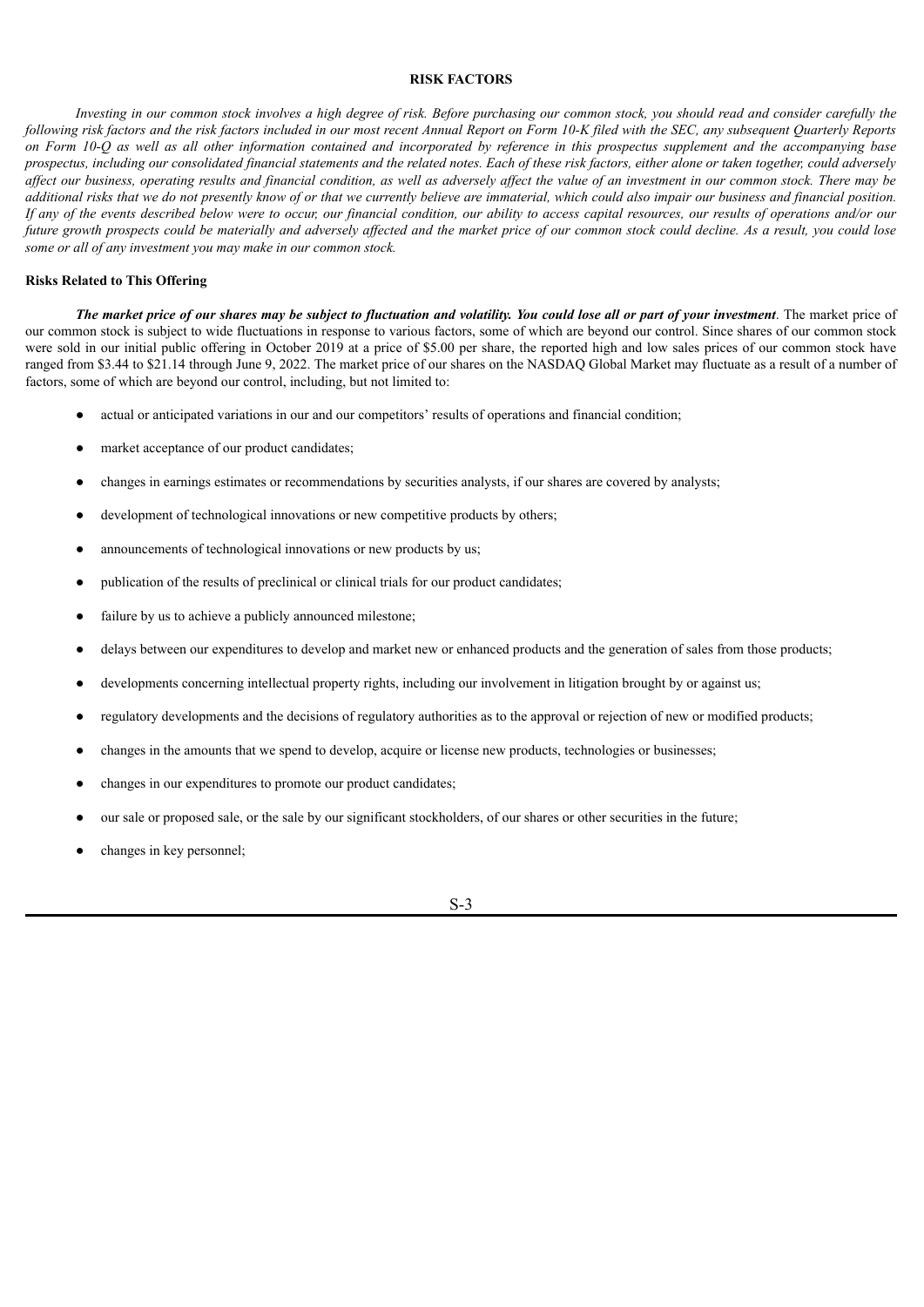## RISK FACTORS

*Investing in our common stock involves a high degree of risk. Before purchasing our common stock, you should read and consider carefully the following risk factors and the risk factors included in our most recent Annual Report on Form 10-K filed with the SEC, any subsequent Quarterly Reports on Form 10-Q as well as all other information contained and incorporated by reference in this prospectus supplement and the accompanying base prospectus, including our consolidated financial statements and the related notes. Each of these risk factors, either alone or taken together, could adversely affect our business, operating results and financial condition, as well as adversely affect the value of an investment in our common stock. There may be additional risks that we do not presently know of or that we currently believe are immaterial, which could also impair our business and financial position. If any of the events described below were to occur, our financial condition, our ability to access capital resources, our results of operations and/or our future growth prospects could be materially and adversely affected and the market price of our common stock could decline. As a result, you could lose some or all of any investment you may make in our common stock.*

### Risks Related to This Offering

***The market price of our shares may be subject to fluctuation and volatility. You could lose all or part of your investment*.** The market price of our common stock is subject to wide fluctuations in response to various factors, some of which are beyond our control. Since shares of our common stock were sold in our initial public offering in October 2019 at a price of $5.00 per share, the reported high and low sales prices of our common stock have ranged from $3.44 to $21.14 through June 9, 2022. The market price of our shares on the NASDAQ Global Market may fluctuate as a result of a number of factors, some of which are beyond our control, including, but not limited to:

- actual or anticipated variations in our and our competitors' results of operations and financial condition;
- market acceptance of our product candidates;
- changes in earnings estimates or recommendations by securities analysts, if our shares are covered by analysts;
- development of technological innovations or new competitive products by others;
- announcements of technological innovations or new products by us;
- publication of the results of preclinical or clinical trials for our product candidates;
- failure by us to achieve a publicly announced milestone;
- delays between our expenditures to develop and market new or enhanced products and the generation of sales from those products;
- developments concerning intellectual property rights, including our involvement in litigation brought by or against us;
- regulatory developments and the decisions of regulatory authorities as to the approval or rejection of new or modified products;
- changes in the amounts that we spend to develop, acquire or license new products, technologies or businesses;
- changes in our expenditures to promote our product candidates;
- our sale or proposed sale, or the sale by our significant stockholders, of our shares or other securities in the future;
- changes in key personnel;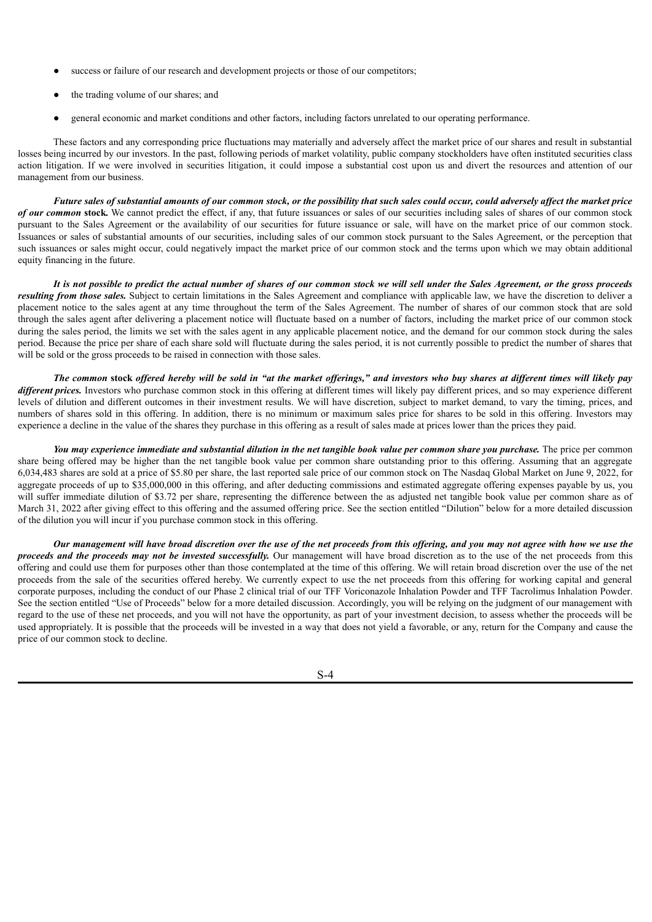- success or failure of our research and development projects or those of our competitors;
- the trading volume of our shares; and
- general economic and market conditions and other factors, including factors unrelated to our operating performance.

These factors and any corresponding price fluctuations may materially and adversely affect the market price of our shares and result in substantial losses being incurred by our investors. In the past, following periods of market volatility, public company stockholders have often instituted securities class action litigation. If we were involved in securities litigation, it could impose a substantial cost upon us and divert the resources and attention of our management from our business.

***Future sales of substantial amounts of our common stock, or the possibility that such sales could occur, could adversely affect the market price of our common* stock.** We cannot predict the effect, if any, that future issuances or sales of our securities including sales of shares of our common stock pursuant to the Sales Agreement or the availability of our securities for future issuance or sale, will have on the market price of our common stock. Issuances or sales of substantial amounts of our securities, including sales of our common stock pursuant to the Sales Agreement, or the perception that such issuances or sales might occur, could negatively impact the market price of our common stock and the terms upon which we may obtain additional equity financing in the future.

***It is not possible to predict the actual number of shares of our common stock we will sell under the Sales Agreement, or the gross proceeds resulting from those sales.*** Subject to certain limitations in the Sales Agreement and compliance with applicable law, we have the discretion to deliver a placement notice to the sales agent at any time throughout the term of the Sales Agreement. The number of shares of our common stock that are sold through the sales agent after delivering a placement notice will fluctuate based on a number of factors, including the market price of our common stock during the sales period, the limits we set with the sales agent in any applicable placement notice, and the demand for our common stock during the sales period. Because the price per share of each share sold will fluctuate during the sales period, it is not currently possible to predict the number of shares that will be sold or the gross proceeds to be raised in connection with those sales.

***The common* stock *offered hereby will be sold in "at the market offerings," and investors who buy shares at different times will likely pay different prices.*** Investors who purchase common stock in this offering at different times will likely pay different prices, and so may experience different levels of dilution and different outcomes in their investment results. We will have discretion, subject to market demand, to vary the timing, prices, and numbers of shares sold in this offering. In addition, there is no minimum or maximum sales price for shares to be sold in this offering. Investors may experience a decline in the value of the shares they purchase in this offering as a result of sales made at prices lower than the prices they paid.

***You may experience immediate and substantial dilution in the net tangible book value per common share you purchase.*** The price per common share being offered may be higher than the net tangible book value per common share outstanding prior to this offering. Assuming that an aggregate 6,034,483 shares are sold at a price of $5.80 per share, the last reported sale price of our common stock on The Nasdaq Global Market on June 9, 2022, for aggregate proceeds of up to $35,000,000 in this offering, and after deducting commissions and estimated aggregate offering expenses payable by us, you will suffer immediate dilution of $3.72 per share, representing the difference between the as adjusted net tangible book value per common share as of March 31, 2022 after giving effect to this offering and the assumed offering price. See the section entitled "Dilution" below for a more detailed discussion of the dilution you will incur if you purchase common stock in this offering.

***Our management will have broad discretion over the use of the net proceeds from this offering, and you may not agree with how we use the proceeds and the proceeds may not be invested successfully.*** Our management will have broad discretion as to the use of the net proceeds from this offering and could use them for purposes other than those contemplated at the time of this offering. We will retain broad discretion over the use of the net proceeds from the sale of the securities offered hereby. We currently expect to use the net proceeds from this offering for working capital and general corporate purposes, including the conduct of our Phase 2 clinical trial of our TFF Voriconazole Inhalation Powder and TFF Tacrolimus Inhalation Powder. See the section entitled "Use of Proceeds" below for a more detailed discussion. Accordingly, you will be relying on the judgment of our management with regard to the use of these net proceeds, and you will not have the opportunity, as part of your investment decision, to assess whether the proceeds will be used appropriately. It is possible that the proceeds will be invested in a way that does not yield a favorable, or any, return for the Company and cause the price of our common stock to decline.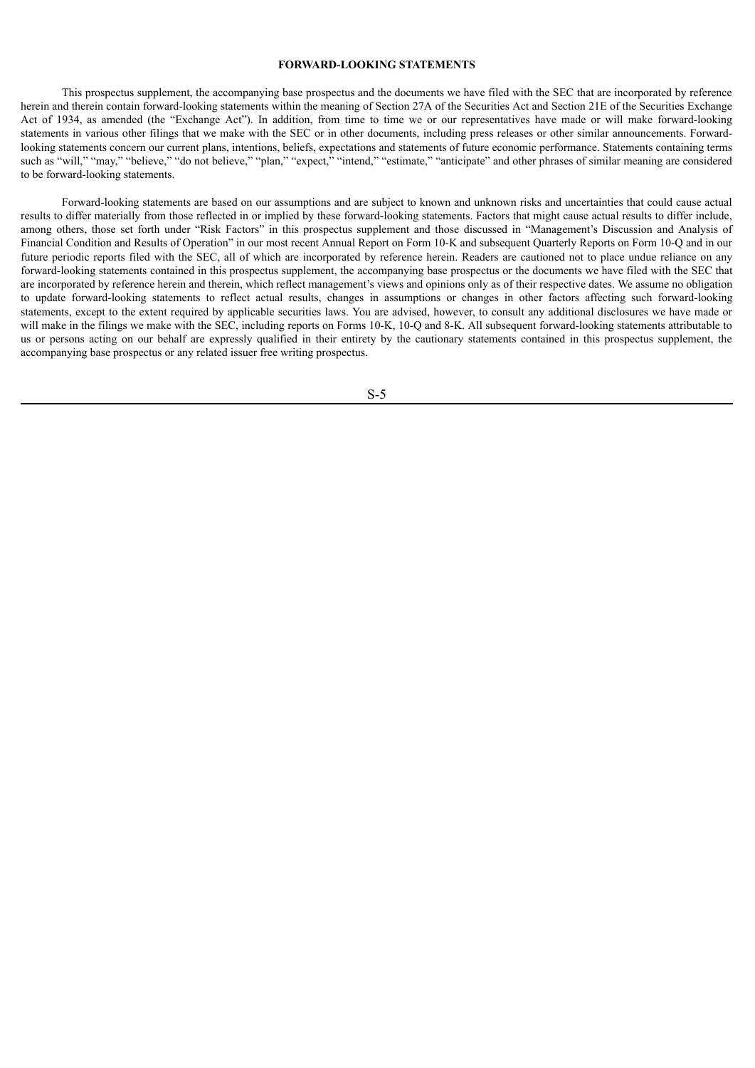## FORWARD-LOOKING STATEMENTS

This prospectus supplement, the accompanying base prospectus and the documents we have filed with the SEC that are incorporated by reference herein and therein contain forward-looking statements within the meaning of Section 27A of the Securities Act and Section 21E of the Securities Exchange Act of 1934, as amended (the "Exchange Act"). In addition, from time to time we or our representatives have made or will make forward-looking statements in various other filings that we make with the SEC or in other documents, including press releases or other similar announcements. Forward-looking statements concern our current plans, intentions, beliefs, expectations and statements of future economic performance. Statements containing terms such as "will," "may," "believe," "do not believe," "plan," "expect," "intend," "estimate," "anticipate" and other phrases of similar meaning are considered to be forward-looking statements.

Forward-looking statements are based on our assumptions and are subject to known and unknown risks and uncertainties that could cause actual results to differ materially from those reflected in or implied by these forward-looking statements. Factors that might cause actual results to differ include, among others, those set forth under "Risk Factors" in this prospectus supplement and those discussed in "Management's Discussion and Analysis of Financial Condition and Results of Operation" in our most recent Annual Report on Form 10-K and subsequent Quarterly Reports on Form 10-Q and in our future periodic reports filed with the SEC, all of which are incorporated by reference herein. Readers are cautioned not to place undue reliance on any forward-looking statements contained in this prospectus supplement, the accompanying base prospectus or the documents we have filed with the SEC that are incorporated by reference herein and therein, which reflect management's views and opinions only as of their respective dates. We assume no obligation to update forward-looking statements to reflect actual results, changes in assumptions or changes in other factors affecting such forward-looking statements, except to the extent required by applicable securities laws. You are advised, however, to consult any additional disclosures we have made or will make in the filings we make with the SEC, including reports on Forms 10-K, 10-Q and 8-K. All subsequent forward-looking statements attributable to us or persons acting on our behalf are expressly qualified in their entirety by the cautionary statements contained in this prospectus supplement, the accompanying base prospectus or any related issuer free writing prospectus.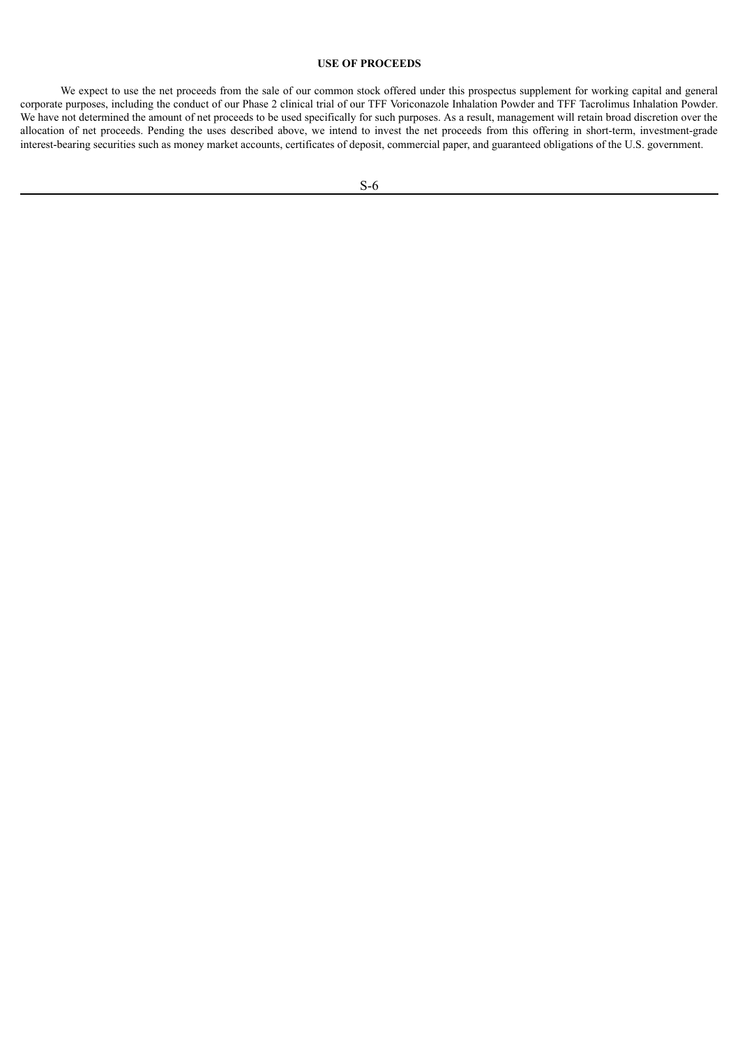# USE OF PROCEEDS

We expect to use the net proceeds from the sale of our common stock offered under this prospectus supplement for working capital and general corporate purposes, including the conduct of our Phase 2 clinical trial of our TFF Voriconazole Inhalation Powder and TFF Tacrolimus Inhalation Powder. We have not determined the amount of net proceeds to be used specifically for such purposes. As a result, management will retain broad discretion over the allocation of net proceeds. Pending the uses described above, we intend to invest the net proceeds from this offering in short-term, investment-grade interest-bearing securities such as money market accounts, certificates of deposit, commercial paper, and guaranteed obligations of the U.S. government.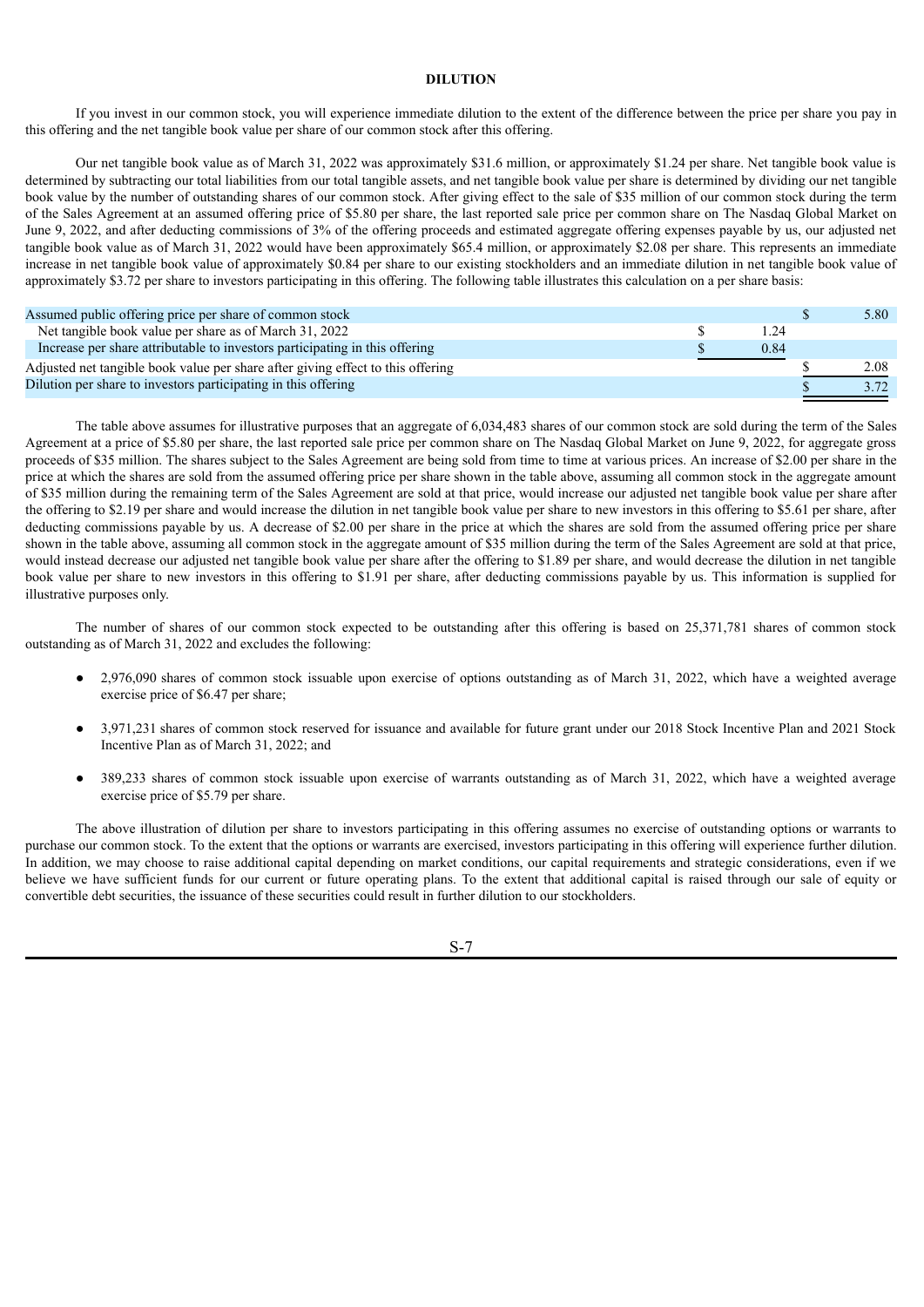# DILUTION

If you invest in our common stock, you will experience immediate dilution to the extent of the difference between the price per share you pay in this offering and the net tangible book value per share of our common stock after this offering.

Our net tangible book value as of March 31, 2022 was approximately $31.6 million, or approximately $1.24 per share. Net tangible book value is determined by subtracting our total liabilities from our total tangible assets, and net tangible book value per share is determined by dividing our net tangible book value by the number of outstanding shares of our common stock. After giving effect to the sale of $35 million of our common stock during the term of the Sales Agreement at an assumed offering price of $5.80 per share, the last reported sale price per common share on The Nasdaq Global Market on June 9, 2022, and after deducting commissions of 3% of the offering proceeds and estimated aggregate offering expenses payable by us, our adjusted net tangible book value as of March 31, 2022 would have been approximately $65.4 million, or approximately $2.08 per share. This represents an immediate increase in net tangible book value of approximately $0.84 per share to our existing stockholders and an immediate dilution in net tangible book value of approximately $3.72 per share to investors participating in this offering. The following table illustrates this calculation on a per share basis:

| | | |
|---|---|---|
| Assumed public offering price per share of common stock | | $ 5.80 |
| Net tangible book value per share as of March 31, 2022 | $ 1.24 | |
| Increase per share attributable to investors participating in this offering | $ 0.84 | |
| Adjusted net tangible book value per share after giving effect to this offering | | $ 2.08 |
| Dilution per share to investors participating in this offering | | $ 3.72 |

The table above assumes for illustrative purposes that an aggregate of 6,034,483 shares of our common stock are sold during the term of the Sales Agreement at a price of $5.80 per share, the last reported sale price per common share on The Nasdaq Global Market on June 9, 2022, for aggregate gross proceeds of $35 million. The shares subject to the Sales Agreement are being sold from time to time at various prices. An increase of $2.00 per share in the price at which the shares are sold from the assumed offering price per share shown in the table above, assuming all common stock in the aggregate amount of $35 million during the remaining term of the Sales Agreement are sold at that price, would increase our adjusted net tangible book value per share after the offering to $2.19 per share and would increase the dilution in net tangible book value per share to new investors in this offering to $5.61 per share, after deducting commissions payable by us. A decrease of $2.00 per share in the price at which the shares are sold from the assumed offering price per share shown in the table above, assuming all common stock in the aggregate amount of $35 million during the term of the Sales Agreement are sold at that price, would instead decrease our adjusted net tangible book value per share after the offering to $1.89 per share, and would decrease the dilution in net tangible book value per share to new investors in this offering to $1.91 per share, after deducting commissions payable by us. This information is supplied for illustrative purposes only.

The number of shares of our common stock expected to be outstanding after this offering is based on 25,371,781 shares of common stock outstanding as of March 31, 2022 and excludes the following:

- 2,976,090 shares of common stock issuable upon exercise of options outstanding as of March 31, 2022, which have a weighted average exercise price of $6.47 per share;
- 3,971,231 shares of common stock reserved for issuance and available for future grant under our 2018 Stock Incentive Plan and 2021 Stock Incentive Plan as of March 31, 2022; and
- 389,233 shares of common stock issuable upon exercise of warrants outstanding as of March 31, 2022, which have a weighted average exercise price of $5.79 per share.

The above illustration of dilution per share to investors participating in this offering assumes no exercise of outstanding options or warrants to purchase our common stock. To the extent that the options or warrants are exercised, investors participating in this offering will experience further dilution. In addition, we may choose to raise additional capital depending on market conditions, our capital requirements and strategic considerations, even if we believe we have sufficient funds for our current or future operating plans. To the extent that additional capital is raised through our sale of equity or convertible debt securities, the issuance of these securities could result in further dilution to our stockholders.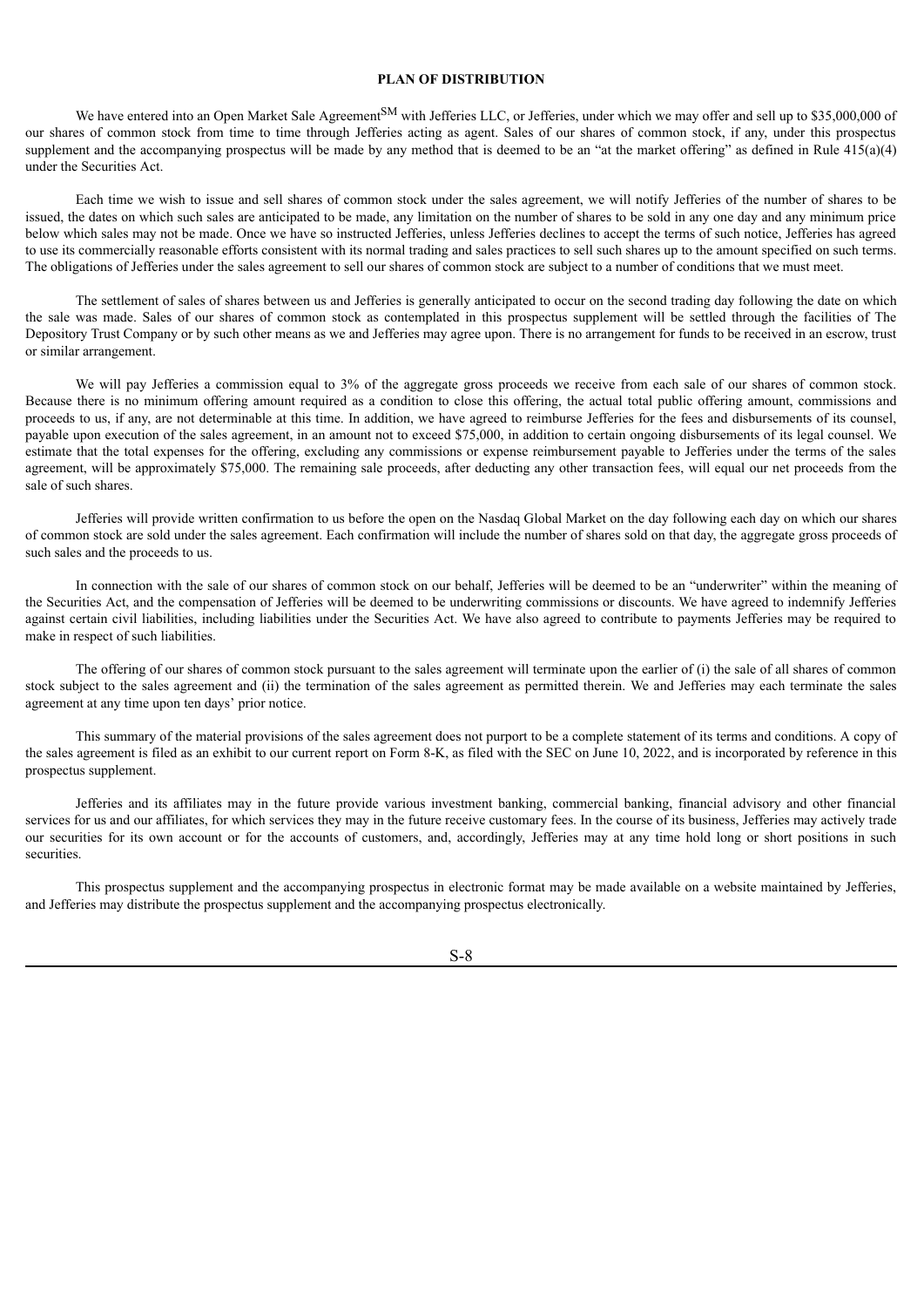## PLAN OF DISTRIBUTION

We have entered into an Open Market Sale Agreement[SM] with Jefferies LLC, or Jefferies, under which we may offer and sell up to $35,000,000 of our shares of common stock from time to time through Jefferies acting as agent. Sales of our shares of common stock, if any, under this prospectus supplement and the accompanying prospectus will be made by any method that is deemed to be an "at the market offering" as defined in Rule 415(a)(4) under the Securities Act.

Each time we wish to issue and sell shares of common stock under the sales agreement, we will notify Jefferies of the number of shares to be issued, the dates on which such sales are anticipated to be made, any limitation on the number of shares to be sold in any one day and any minimum price below which sales may not be made. Once we have so instructed Jefferies, unless Jefferies declines to accept the terms of such notice, Jefferies has agreed to use its commercially reasonable efforts consistent with its normal trading and sales practices to sell such shares up to the amount specified on such terms. The obligations of Jefferies under the sales agreement to sell our shares of common stock are subject to a number of conditions that we must meet.

The settlement of sales of shares between us and Jefferies is generally anticipated to occur on the second trading day following the date on which the sale was made. Sales of our shares of common stock as contemplated in this prospectus supplement will be settled through the facilities of The Depository Trust Company or by such other means as we and Jefferies may agree upon. There is no arrangement for funds to be received in an escrow, trust or similar arrangement.

We will pay Jefferies a commission equal to 3% of the aggregate gross proceeds we receive from each sale of our shares of common stock. Because there is no minimum offering amount required as a condition to close this offering, the actual total public offering amount, commissions and proceeds to us, if any, are not determinable at this time. In addition, we have agreed to reimburse Jefferies for the fees and disbursements of its counsel, payable upon execution of the sales agreement, in an amount not to exceed $75,000, in addition to certain ongoing disbursements of its legal counsel. We estimate that the total expenses for the offering, excluding any commissions or expense reimbursement payable to Jefferies under the terms of the sales agreement, will be approximately $75,000. The remaining sale proceeds, after deducting any other transaction fees, will equal our net proceeds from the sale of such shares.

Jefferies will provide written confirmation to us before the open on the Nasdaq Global Market on the day following each day on which our shares of common stock are sold under the sales agreement. Each confirmation will include the number of shares sold on that day, the aggregate gross proceeds of such sales and the proceeds to us.

In connection with the sale of our shares of common stock on our behalf, Jefferies will be deemed to be an "underwriter" within the meaning of the Securities Act, and the compensation of Jefferies will be deemed to be underwriting commissions or discounts. We have agreed to indemnify Jefferies against certain civil liabilities, including liabilities under the Securities Act. We have also agreed to contribute to payments Jefferies may be required to make in respect of such liabilities.

The offering of our shares of common stock pursuant to the sales agreement will terminate upon the earlier of (i) the sale of all shares of common stock subject to the sales agreement and (ii) the termination of the sales agreement as permitted therein. We and Jefferies may each terminate the sales agreement at any time upon ten days' prior notice.

This summary of the material provisions of the sales agreement does not purport to be a complete statement of its terms and conditions. A copy of the sales agreement is filed as an exhibit to our current report on Form 8-K, as filed with the SEC on June 10, 2022, and is incorporated by reference in this prospectus supplement.

Jefferies and its affiliates may in the future provide various investment banking, commercial banking, financial advisory and other financial services for us and our affiliates, for which services they may in the future receive customary fees. In the course of its business, Jefferies may actively trade our securities for its own account or for the accounts of customers, and, accordingly, Jefferies may at any time hold long or short positions in such securities.

This prospectus supplement and the accompanying prospectus in electronic format may be made available on a website maintained by Jefferies, and Jefferies may distribute the prospectus supplement and the accompanying prospectus electronically.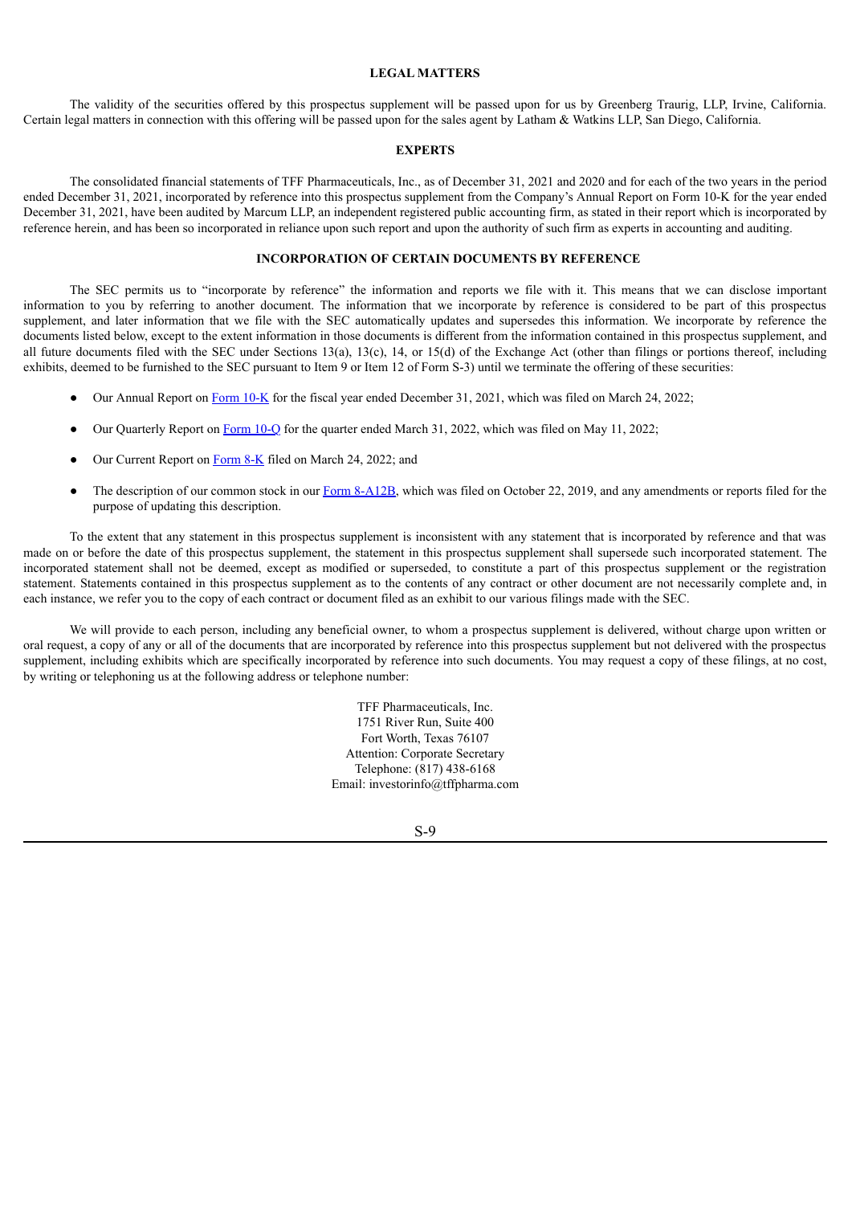## LEGAL MATTERS

The validity of the securities offered by this prospectus supplement will be passed upon for us by Greenberg Traurig, LLP, Irvine, California. Certain legal matters in connection with this offering will be passed upon for the sales agent by Latham & Watkins LLP, San Diego, California.

## EXPERTS

The consolidated financial statements of TFF Pharmaceuticals, Inc., as of December 31, 2021 and 2020 and for each of the two years in the period ended December 31, 2021, incorporated by reference into this prospectus supplement from the Company's Annual Report on Form 10-K for the year ended December 31, 2021, have been audited by Marcum LLP, an independent registered public accounting firm, as stated in their report which is incorporated by reference herein, and has been so incorporated in reliance upon such report and upon the authority of such firm as experts in accounting and auditing.

## INCORPORATION OF CERTAIN DOCUMENTS BY REFERENCE

The SEC permits us to "incorporate by reference" the information and reports we file with it. This means that we can disclose important information to you by referring to another document. The information that we incorporate by reference is considered to be part of this prospectus supplement, and later information that we file with the SEC automatically updates and supersedes this information. We incorporate by reference the documents listed below, except to the extent information in those documents is different from the information contained in this prospectus supplement, and all future documents filed with the SEC under Sections 13(a), 13(c), 14, or 15(d) of the Exchange Act (other than filings or portions thereof, including exhibits, deemed to be furnished to the SEC pursuant to Item 9 or Item 12 of Form S-3) until we terminate the offering of these securities:

- Our Annual Report on Form 10-K for the fiscal year ended December 31, 2021, which was filed on March 24, 2022;
- Our Quarterly Report on Form 10-Q for the quarter ended March 31, 2022, which was filed on May 11, 2022;
- Our Current Report on Form 8-K filed on March 24, 2022; and
- The description of our common stock in our Form 8-A12B, which was filed on October 22, 2019, and any amendments or reports filed for the purpose of updating this description.

To the extent that any statement in this prospectus supplement is inconsistent with any statement that is incorporated by reference and that was made on or before the date of this prospectus supplement, the statement in this prospectus supplement shall supersede such incorporated statement. The incorporated statement shall not be deemed, except as modified or superseded, to constitute a part of this prospectus supplement or the registration statement. Statements contained in this prospectus supplement as to the contents of any contract or other document are not necessarily complete and, in each instance, we refer you to the copy of each contract or document filed as an exhibit to our various filings made with the SEC.

We will provide to each person, including any beneficial owner, to whom a prospectus supplement is delivered, without charge upon written or oral request, a copy of any or all of the documents that are incorporated by reference into this prospectus supplement but not delivered with the prospectus supplement, including exhibits which are specifically incorporated by reference into such documents. You may request a copy of these filings, at no cost, by writing or telephoning us at the following address or telephone number:

TFF Pharmaceuticals, Inc.
1751 River Run, Suite 400
Fort Worth, Texas 76107
Attention: Corporate Secretary
Telephone: (817) 438-6168
Email: investorinfo@tffpharma.com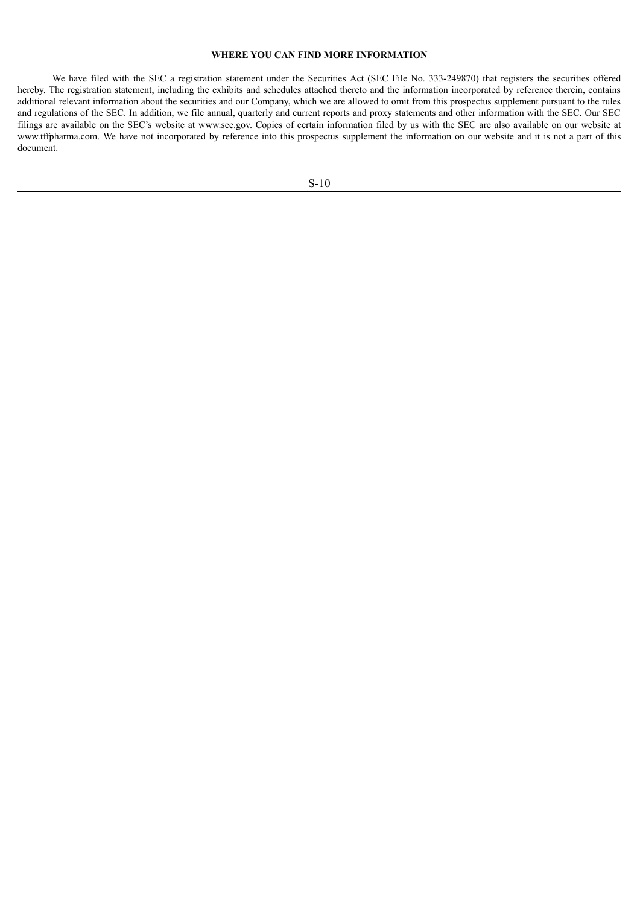## WHERE YOU CAN FIND MORE INFORMATION

We have filed with the SEC a registration statement under the Securities Act (SEC File No. 333-249870) that registers the securities offered hereby. The registration statement, including the exhibits and schedules attached thereto and the information incorporated by reference therein, contains additional relevant information about the securities and our Company, which we are allowed to omit from this prospectus supplement pursuant to the rules and regulations of the SEC. In addition, we file annual, quarterly and current reports and proxy statements and other information with the SEC. Our SEC filings are available on the SEC's website at www.sec.gov. Copies of certain information filed by us with the SEC are also available on our website at www.tffpharma.com. We have not incorporated by reference into this prospectus supplement the information on our website and it is not a part of this document.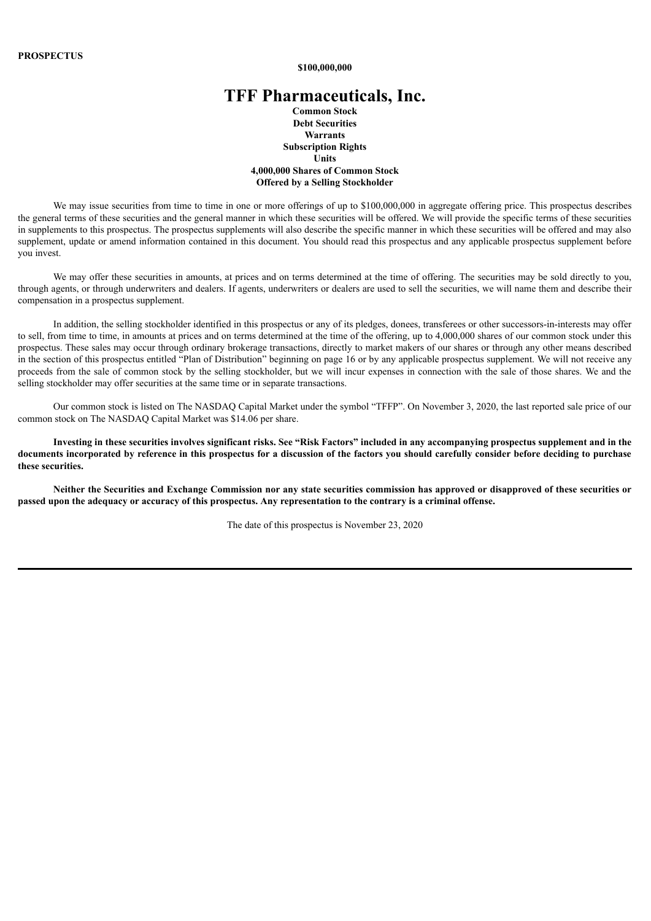**PROSPECTUS**

**$100,000,000**

# TFF Pharmaceuticals, Inc.

**Common Stock**
**Debt Securities**
**Warrants**
**Subscription Rights**
**Units**
**4,000,000 Shares of Common Stock**
**Offered by a Selling Stockholder**

We may issue securities from time to time in one or more offerings of up to $100,000,000 in aggregate offering price. This prospectus describes the general terms of these securities and the general manner in which these securities will be offered. We will provide the specific terms of these securities in supplements to this prospectus. The prospectus supplements will also describe the specific manner in which these securities will be offered and may also supplement, update or amend information contained in this document. You should read this prospectus and any applicable prospectus supplement before you invest.

We may offer these securities in amounts, at prices and on terms determined at the time of offering. The securities may be sold directly to you, through agents, or through underwriters and dealers. If agents, underwriters or dealers are used to sell the securities, we will name them and describe their compensation in a prospectus supplement.

In addition, the selling stockholder identified in this prospectus or any of its pledges, donees, transferees or other successors-in-interests may offer to sell, from time to time, in amounts at prices and on terms determined at the time of the offering, up to 4,000,000 shares of our common stock under this prospectus. These sales may occur through ordinary brokerage transactions, directly to market makers of our shares or through any other means described in the section of this prospectus entitled "Plan of Distribution" beginning on page 16 or by any applicable prospectus supplement. We will not receive any proceeds from the sale of common stock by the selling stockholder, but we will incur expenses in connection with the sale of those shares. We and the selling stockholder may offer securities at the same time or in separate transactions.

Our common stock is listed on The NASDAQ Capital Market under the symbol "TFFP". On November 3, 2020, the last reported sale price of our common stock on The NASDAQ Capital Market was $14.06 per share.

**Investing in these securities involves significant risks. See "Risk Factors" included in any accompanying prospectus supplement and in the documents incorporated by reference in this prospectus for a discussion of the factors you should carefully consider before deciding to purchase these securities.**

**Neither the Securities and Exchange Commission nor any state securities commission has approved or disapproved of these securities or passed upon the adequacy or accuracy of this prospectus. Any representation to the contrary is a criminal offense.**

The date of this prospectus is November 23, 2020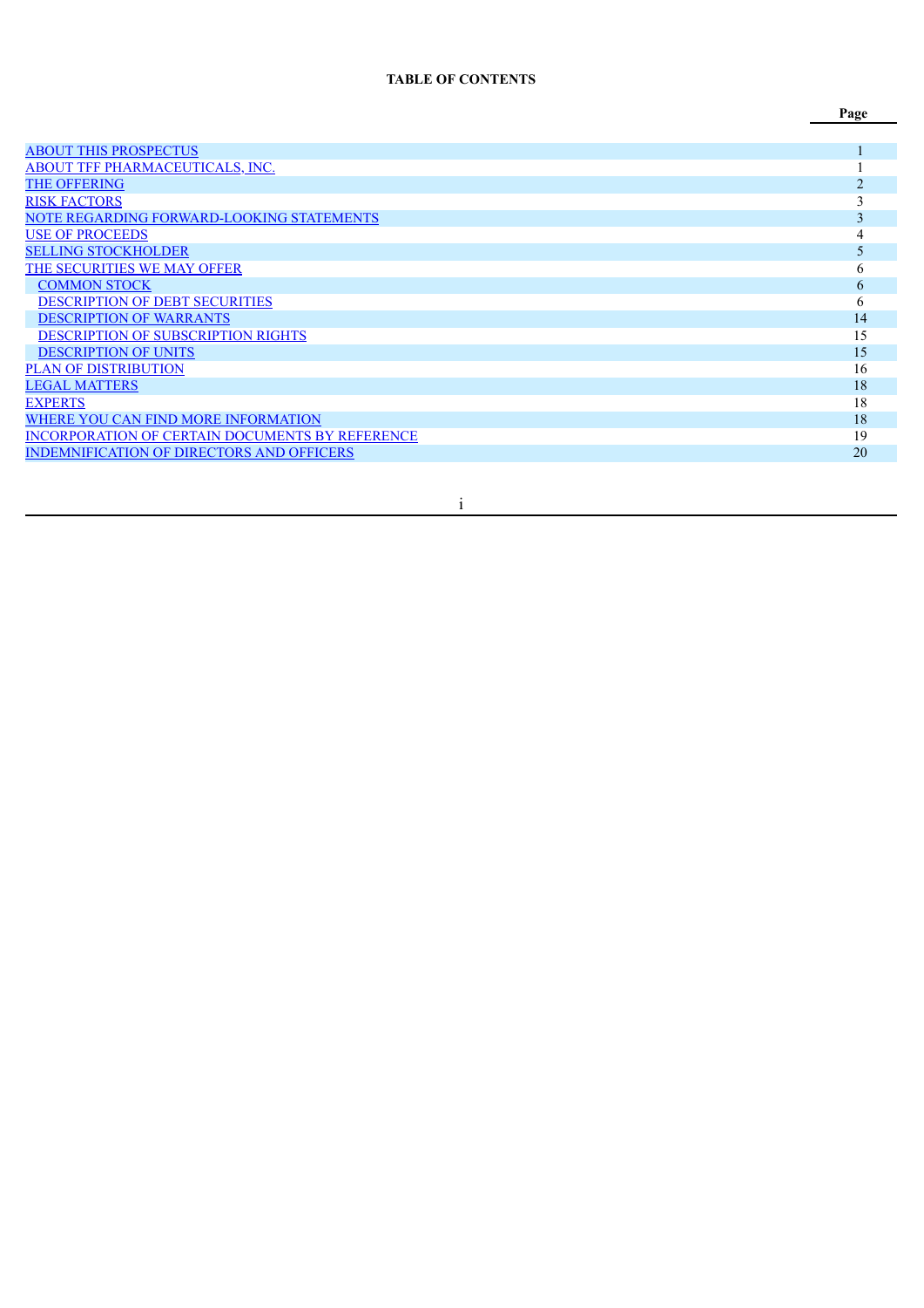**TABLE OF CONTENTS**

| | Page |
|---|---|
| ABOUT THIS PROSPECTUS | 1 |
| ABOUT TFF PHARMACEUTICALS, INC. | 1 |
| THE OFFERING | 2 |
| RISK FACTORS | 3 |
| NOTE REGARDING FORWARD-LOOKING STATEMENTS | 3 |
| USE OF PROCEEDS | 4 |
| SELLING STOCKHOLDER | 5 |
| THE SECURITIES WE MAY OFFER | 6 |
| COMMON STOCK | 6 |
| DESCRIPTION OF DEBT SECURITIES | 6 |
| DESCRIPTION OF WARRANTS | 14 |
| DESCRIPTION OF SUBSCRIPTION RIGHTS | 15 |
| DESCRIPTION OF UNITS | 15 |
| PLAN OF DISTRIBUTION | 16 |
| LEGAL MATTERS | 18 |
| EXPERTS | 18 |
| WHERE YOU CAN FIND MORE INFORMATION | 18 |
| INCORPORATION OF CERTAIN DOCUMENTS BY REFERENCE | 19 |
| INDEMNIFICATION OF DIRECTORS AND OFFICERS | 20 |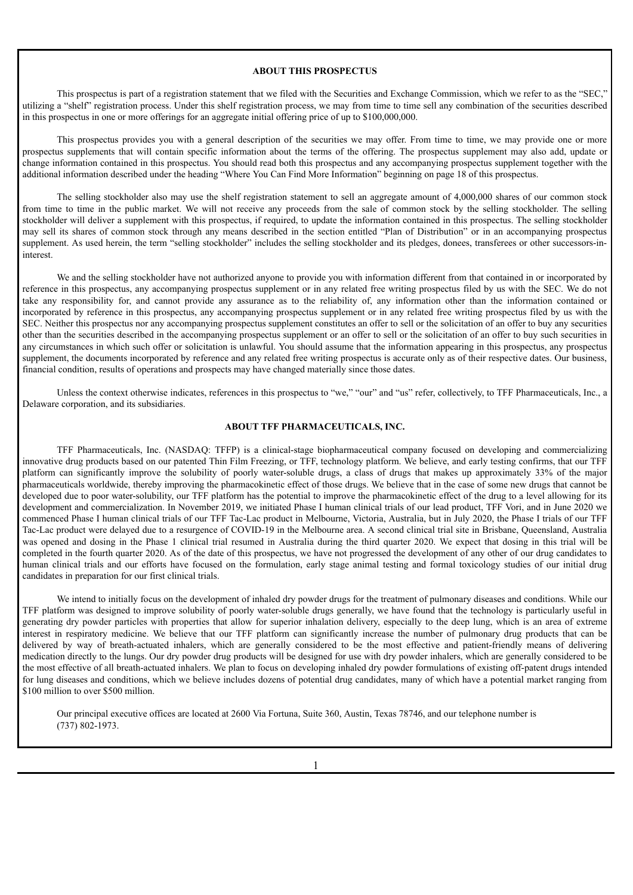## ABOUT THIS PROSPECTUS

This prospectus is part of a registration statement that we filed with the Securities and Exchange Commission, which we refer to as the "SEC," utilizing a "shelf" registration process. Under this shelf registration process, we may from time to time sell any combination of the securities described in this prospectus in one or more offerings for an aggregate initial offering price of up to $100,000,000.

This prospectus provides you with a general description of the securities we may offer. From time to time, we may provide one or more prospectus supplements that will contain specific information about the terms of the offering. The prospectus supplement may also add, update or change information contained in this prospectus. You should read both this prospectus and any accompanying prospectus supplement together with the additional information described under the heading "Where You Can Find More Information" beginning on page 18 of this prospectus.

The selling stockholder also may use the shelf registration statement to sell an aggregate amount of 4,000,000 shares of our common stock from time to time in the public market. We will not receive any proceeds from the sale of common stock by the selling stockholder. The selling stockholder will deliver a supplement with this prospectus, if required, to update the information contained in this prospectus. The selling stockholder may sell its shares of common stock through any means described in the section entitled "Plan of Distribution" or in an accompanying prospectus supplement. As used herein, the term "selling stockholder" includes the selling stockholder and its pledges, donees, transferees or other successors-in-interest.

We and the selling stockholder have not authorized anyone to provide you with information different from that contained in or incorporated by reference in this prospectus, any accompanying prospectus supplement or in any related free writing prospectus filed by us with the SEC. We do not take any responsibility for, and cannot provide any assurance as to the reliability of, any information other than the information contained or incorporated by reference in this prospectus, any accompanying prospectus supplement or in any related free writing prospectus filed by us with the SEC. Neither this prospectus nor any accompanying prospectus supplement constitutes an offer to sell or the solicitation of an offer to buy any securities other than the securities described in the accompanying prospectus supplement or an offer to sell or the solicitation of an offer to buy such securities in any circumstances in which such offer or solicitation is unlawful. You should assume that the information appearing in this prospectus, any prospectus supplement, the documents incorporated by reference and any related free writing prospectus is accurate only as of their respective dates. Our business, financial condition, results of operations and prospects may have changed materially since those dates.

Unless the context otherwise indicates, references in this prospectus to "we," "our" and "us" refer, collectively, to TFF Pharmaceuticals, Inc., a Delaware corporation, and its subsidiaries.

## ABOUT TFF PHARMACEUTICALS, INC.

TFF Pharmaceuticals, Inc. (NASDAQ: TFFP) is a clinical-stage biopharmaceutical company focused on developing and commercializing innovative drug products based on our patented Thin Film Freezing, or TFF, technology platform. We believe, and early testing confirms, that our TFF platform can significantly improve the solubility of poorly water-soluble drugs, a class of drugs that makes up approximately 33% of the major pharmaceuticals worldwide, thereby improving the pharmacokinetic effect of those drugs. We believe that in the case of some new drugs that cannot be developed due to poor water-solubility, our TFF platform has the potential to improve the pharmacokinetic effect of the drug to a level allowing for its development and commercialization. In November 2019, we initiated Phase I human clinical trials of our lead product, TFF Vori, and in June 2020 we commenced Phase I human clinical trials of our TFF Tac-Lac product in Melbourne, Victoria, Australia, but in July 2020, the Phase I trials of our TFF Tac-Lac product were delayed due to a resurgence of COVID-19 in the Melbourne area. A second clinical trial site in Brisbane, Queensland, Australia was opened and dosing in the Phase 1 clinical trial resumed in Australia during the third quarter 2020. We expect that dosing in this trial will be completed in the fourth quarter 2020. As of the date of this prospectus, we have not progressed the development of any other of our drug candidates to human clinical trials and our efforts have focused on the formulation, early stage animal testing and formal toxicology studies of our initial drug candidates in preparation for our first clinical trials.

We intend to initially focus on the development of inhaled dry powder drugs for the treatment of pulmonary diseases and conditions. While our TFF platform was designed to improve solubility of poorly water-soluble drugs generally, we have found that the technology is particularly useful in generating dry powder particles with properties that allow for superior inhalation delivery, especially to the deep lung, which is an area of extreme interest in respiratory medicine. We believe that our TFF platform can significantly increase the number of pulmonary drug products that can be delivered by way of breath-actuated inhalers, which are generally considered to be the most effective and patient-friendly means of delivering medication directly to the lungs. Our dry powder drug products will be designed for use with dry powder inhalers, which are generally considered to be the most effective of all breath-actuated inhalers. We plan to focus on developing inhaled dry powder formulations of existing off-patent drugs intended for lung diseases and conditions, which we believe includes dozens of potential drug candidates, many of which have a potential market ranging from $100 million to over $500 million.

Our principal executive offices are located at 2600 Via Fortuna, Suite 360, Austin, Texas 78746, and our telephone number is (737) 802-1973.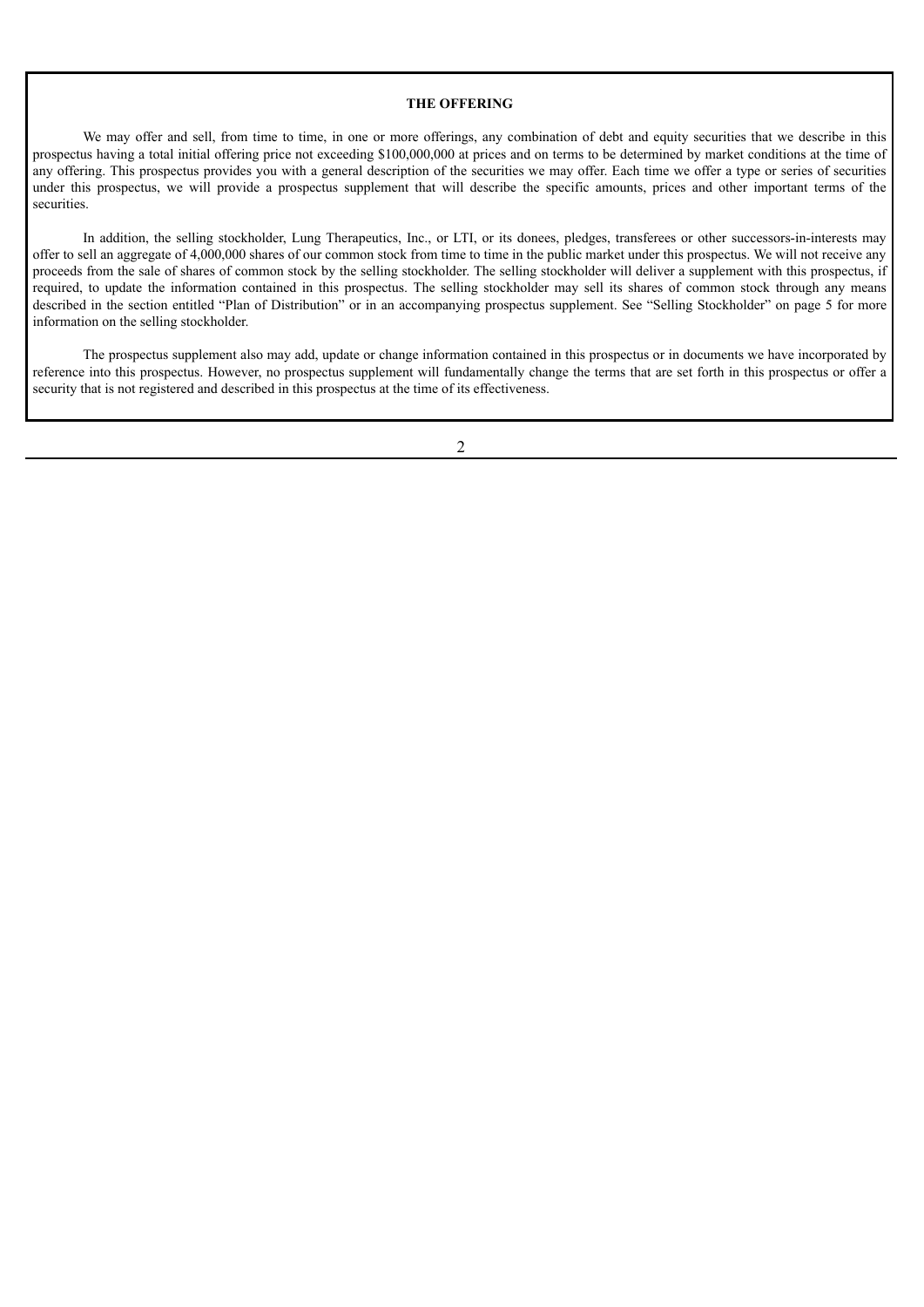## THE OFFERING

We may offer and sell, from time to time, in one or more offerings, any combination of debt and equity securities that we describe in this prospectus having a total initial offering price not exceeding $100,000,000 at prices and on terms to be determined by market conditions at the time of any offering. This prospectus provides you with a general description of the securities we may offer. Each time we offer a type or series of securities under this prospectus, we will provide a prospectus supplement that will describe the specific amounts, prices and other important terms of the securities.

In addition, the selling stockholder, Lung Therapeutics, Inc., or LTI, or its donees, pledges, transferees or other successors-in-interests may offer to sell an aggregate of 4,000,000 shares of our common stock from time to time in the public market under this prospectus. We will not receive any proceeds from the sale of shares of common stock by the selling stockholder. The selling stockholder will deliver a supplement with this prospectus, if required, to update the information contained in this prospectus. The selling stockholder may sell its shares of common stock through any means described in the section entitled "Plan of Distribution" or in an accompanying prospectus supplement. See "Selling Stockholder" on page 5 for more information on the selling stockholder.

The prospectus supplement also may add, update or change information contained in this prospectus or in documents we have incorporated by reference into this prospectus. However, no prospectus supplement will fundamentally change the terms that are set forth in this prospectus or offer a security that is not registered and described in this prospectus at the time of its effectiveness.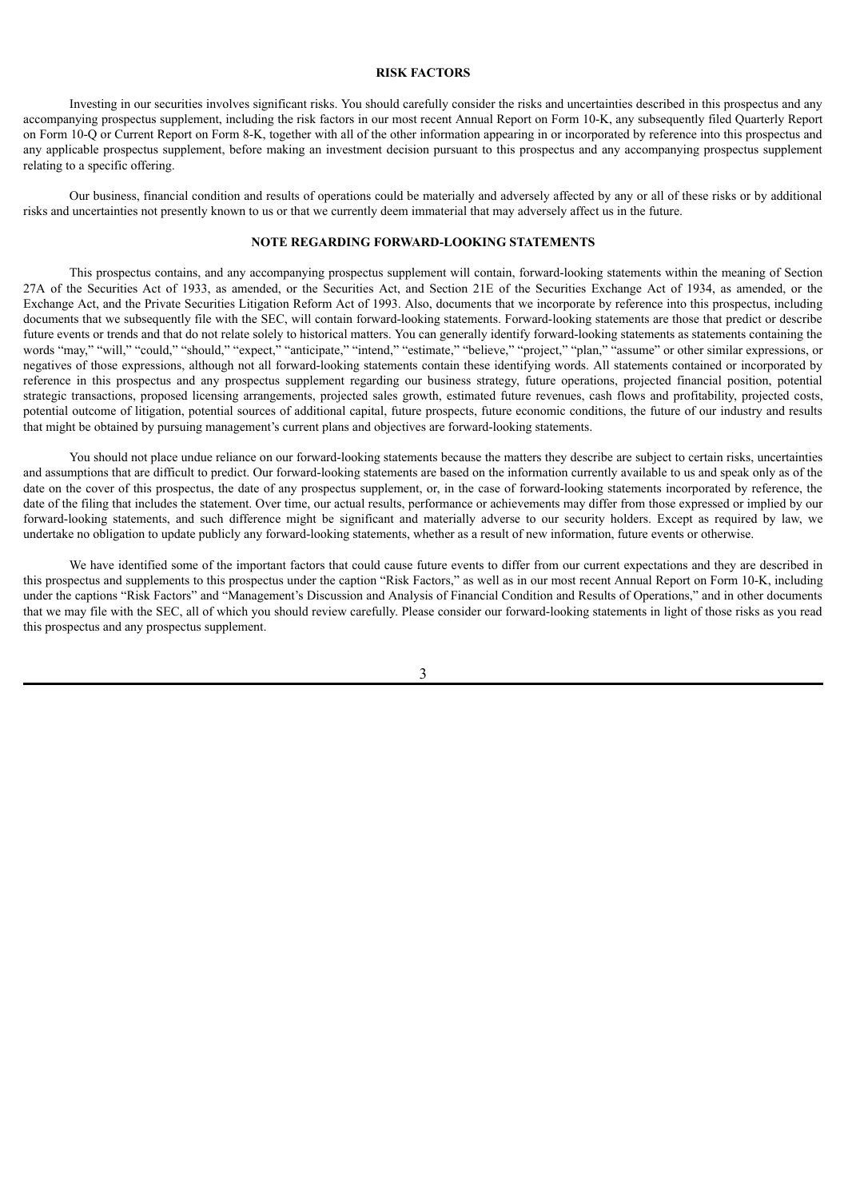## RISK FACTORS

Investing in our securities involves significant risks. You should carefully consider the risks and uncertainties described in this prospectus and any accompanying prospectus supplement, including the risk factors in our most recent Annual Report on Form 10-K, any subsequently filed Quarterly Report on Form 10-Q or Current Report on Form 8-K, together with all of the other information appearing in or incorporated by reference into this prospectus and any applicable prospectus supplement, before making an investment decision pursuant to this prospectus and any accompanying prospectus supplement relating to a specific offering.

Our business, financial condition and results of operations could be materially and adversely affected by any or all of these risks or by additional risks and uncertainties not presently known to us or that we currently deem immaterial that may adversely affect us in the future.

## NOTE REGARDING FORWARD-LOOKING STATEMENTS

This prospectus contains, and any accompanying prospectus supplement will contain, forward-looking statements within the meaning of Section 27A of the Securities Act of 1933, as amended, or the Securities Act, and Section 21E of the Securities Exchange Act of 1934, as amended, or the Exchange Act, and the Private Securities Litigation Reform Act of 1993. Also, documents that we incorporate by reference into this prospectus, including documents that we subsequently file with the SEC, will contain forward-looking statements. Forward-looking statements are those that predict or describe future events or trends and that do not relate solely to historical matters. You can generally identify forward-looking statements as statements containing the words "may," "will," "could," "should," "expect," "anticipate," "intend," "estimate," "believe," "project," "plan," "assume" or other similar expressions, or negatives of those expressions, although not all forward-looking statements contain these identifying words. All statements contained or incorporated by reference in this prospectus and any prospectus supplement regarding our business strategy, future operations, projected financial position, potential strategic transactions, proposed licensing arrangements, projected sales growth, estimated future revenues, cash flows and profitability, projected costs, potential outcome of litigation, potential sources of additional capital, future prospects, future economic conditions, the future of our industry and results that might be obtained by pursuing management's current plans and objectives are forward-looking statements.

You should not place undue reliance on our forward-looking statements because the matters they describe are subject to certain risks, uncertainties and assumptions that are difficult to predict. Our forward-looking statements are based on the information currently available to us and speak only as of the date on the cover of this prospectus, the date of any prospectus supplement, or, in the case of forward-looking statements incorporated by reference, the date of the filing that includes the statement. Over time, our actual results, performance or achievements may differ from those expressed or implied by our forward-looking statements, and such difference might be significant and materially adverse to our security holders. Except as required by law, we undertake no obligation to update publicly any forward-looking statements, whether as a result of new information, future events or otherwise.

We have identified some of the important factors that could cause future events to differ from our current expectations and they are described in this prospectus and supplements to this prospectus under the caption "Risk Factors," as well as in our most recent Annual Report on Form 10-K, including under the captions "Risk Factors" and "Management's Discussion and Analysis of Financial Condition and Results of Operations," and in other documents that we may file with the SEC, all of which you should review carefully. Please consider our forward-looking statements in light of those risks as you read this prospectus and any prospectus supplement.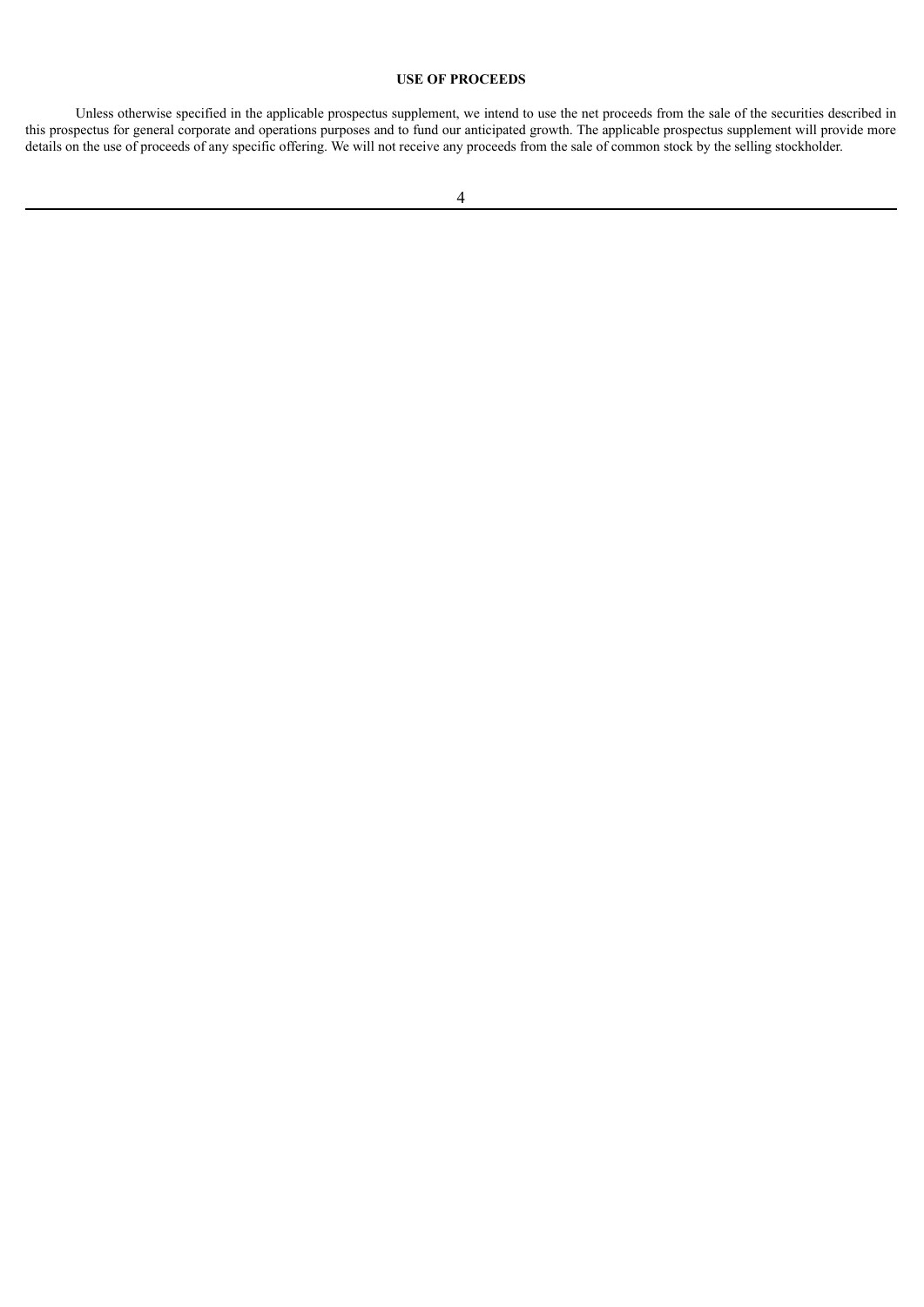## USE OF PROCEEDS

Unless otherwise specified in the applicable prospectus supplement, we intend to use the net proceeds from the sale of the securities described in this prospectus for general corporate and operations purposes and to fund our anticipated growth. The applicable prospectus supplement will provide more details on the use of proceeds of any specific offering. We will not receive any proceeds from the sale of common stock by the selling stockholder.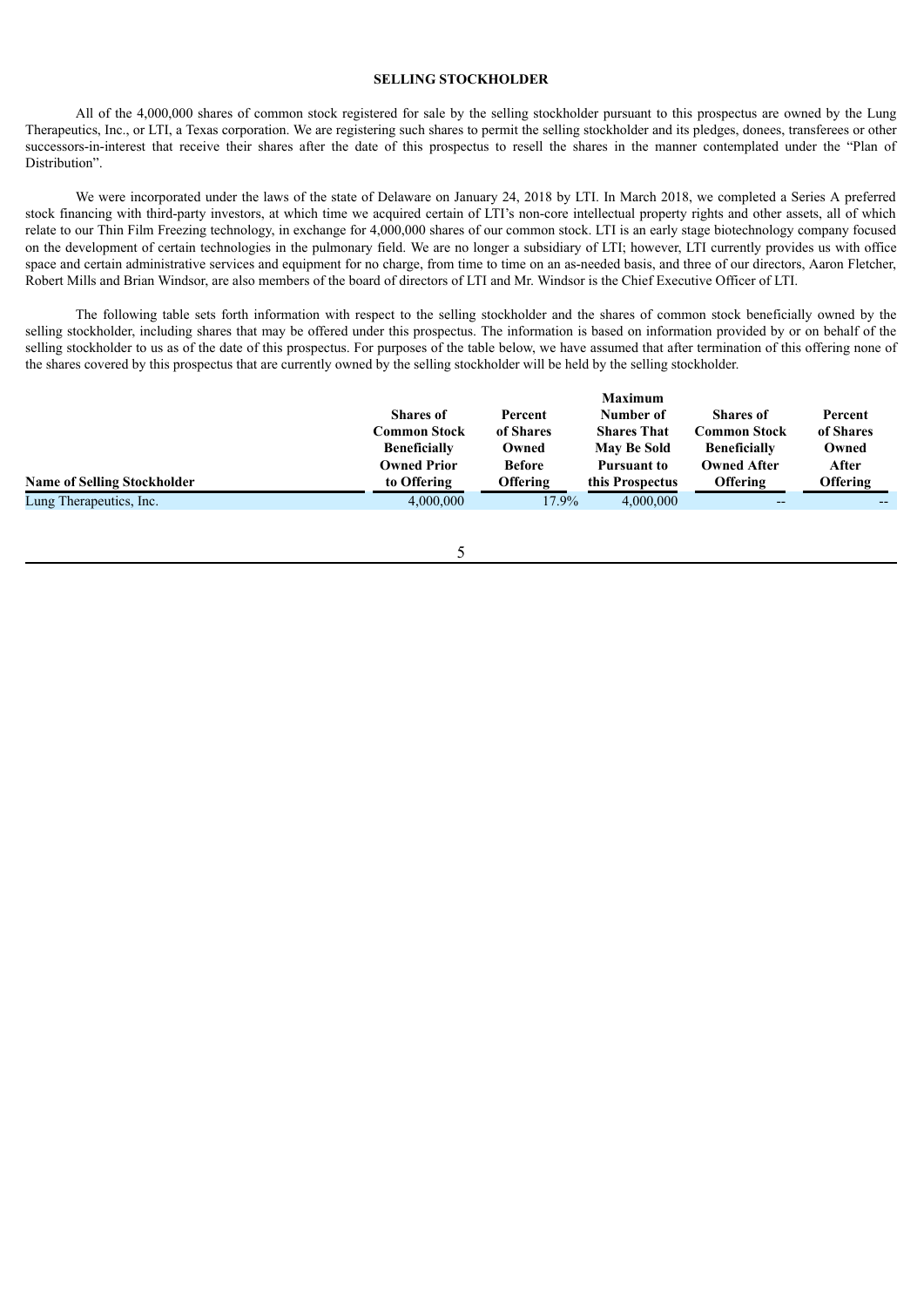## SELLING STOCKHOLDER

All of the 4,000,000 shares of common stock registered for sale by the selling stockholder pursuant to this prospectus are owned by the Lung Therapeutics, Inc., or LTI, a Texas corporation. We are registering such shares to permit the selling stockholder and its pledges, donees, transferees or other successors-in-interest that receive their shares after the date of this prospectus to resell the shares in the manner contemplated under the "Plan of Distribution".

We were incorporated under the laws of the state of Delaware on January 24, 2018 by LTI. In March 2018, we completed a Series A preferred stock financing with third-party investors, at which time we acquired certain of LTI's non-core intellectual property rights and other assets, all of which relate to our Thin Film Freezing technology, in exchange for 4,000,000 shares of our common stock. LTI is an early stage biotechnology company focused on the development of certain technologies in the pulmonary field. We are no longer a subsidiary of LTI; however, LTI currently provides us with office space and certain administrative services and equipment for no charge, from time to time on an as-needed basis, and three of our directors, Aaron Fletcher, Robert Mills and Brian Windsor, are also members of the board of directors of LTI and Mr. Windsor is the Chief Executive Officer of LTI.

The following table sets forth information with respect to the selling stockholder and the shares of common stock beneficially owned by the selling stockholder, including shares that may be offered under this prospectus. The information is based on information provided by or on behalf of the selling stockholder to us as of the date of this prospectus. For purposes of the table below, we have assumed that after termination of this offering none of the shares covered by this prospectus that are currently owned by the selling stockholder will be held by the selling stockholder.

| Name of Selling Stockholder | Shares of Common Stock Beneficially Owned Prior to Offering | Percent of Shares Owned Before Offering | Maximum Number of Shares That May Be Sold Pursuant to this Prospectus | Shares of Common Stock Beneficially Owned After Offering | Percent of Shares Owned After Offering |
|---|---|---|---|---|---|
| Lung Therapeutics, Inc. | 4,000,000 | 17.9% | 4,000,000 | -- | -- |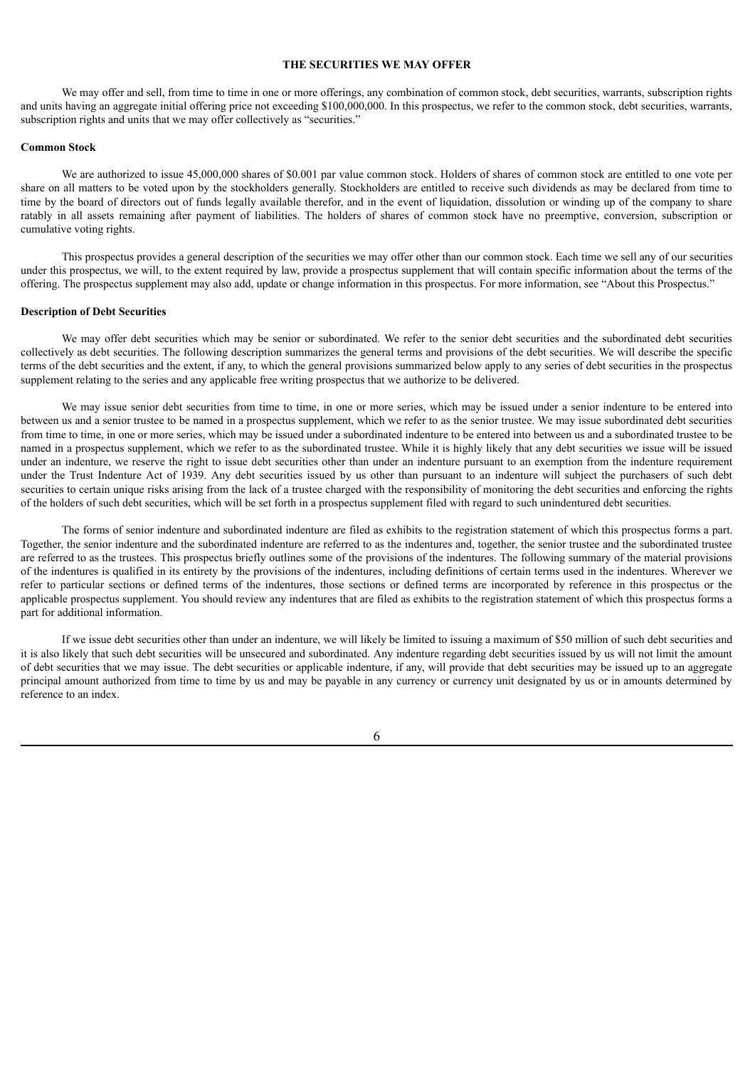## THE SECURITIES WE MAY OFFER

We may offer and sell, from time to time in one or more offerings, any combination of common stock, debt securities, warrants, subscription rights and units having an aggregate initial offering price not exceeding $100,000,000. In this prospectus, we refer to the common stock, debt securities, warrants, subscription rights and units that we may offer collectively as "securities."

### Common Stock

We are authorized to issue 45,000,000 shares of $0.001 par value common stock. Holders of shares of common stock are entitled to one vote per share on all matters to be voted upon by the stockholders generally. Stockholders are entitled to receive such dividends as may be declared from time to time by the board of directors out of funds legally available therefor, and in the event of liquidation, dissolution or winding up of the company to share ratably in all assets remaining after payment of liabilities. The holders of shares of common stock have no preemptive, conversion, subscription or cumulative voting rights.

This prospectus provides a general description of the securities we may offer other than our common stock. Each time we sell any of our securities under this prospectus, we will, to the extent required by law, provide a prospectus supplement that will contain specific information about the terms of the offering. The prospectus supplement may also add, update or change information in this prospectus. For more information, see "About this Prospectus."

### Description of Debt Securities

We may offer debt securities which may be senior or subordinated. We refer to the senior debt securities and the subordinated debt securities collectively as debt securities. The following description summarizes the general terms and provisions of the debt securities. We will describe the specific terms of the debt securities and the extent, if any, to which the general provisions summarized below apply to any series of debt securities in the prospectus supplement relating to the series and any applicable free writing prospectus that we authorize to be delivered.

We may issue senior debt securities from time to time, in one or more series, which may be issued under a senior indenture to be entered into between us and a senior trustee to be named in a prospectus supplement, which we refer to as the senior trustee. We may issue subordinated debt securities from time to time, in one or more series, which may be issued under a subordinated indenture to be entered into between us and a subordinated trustee to be named in a prospectus supplement, which we refer to as the subordinated trustee. While it is highly likely that any debt securities we issue will be issued under an indenture, we reserve the right to issue debt securities other than under an indenture pursuant to an exemption from the indenture requirement under the Trust Indenture Act of 1939. Any debt securities issued by us other than pursuant to an indenture will subject the purchasers of such debt securities to certain unique risks arising from the lack of a trustee charged with the responsibility of monitoring the debt securities and enforcing the rights of the holders of such debt securities, which will be set forth in a prospectus supplement filed with regard to such unindentured debt securities.

The forms of senior indenture and subordinated indenture are filed as exhibits to the registration statement of which this prospectus forms a part. Together, the senior indenture and the subordinated indenture are referred to as the indentures and, together, the senior trustee and the subordinated trustee are referred to as the trustees. This prospectus briefly outlines some of the provisions of the indentures. The following summary of the material provisions of the indentures is qualified in its entirety by the provisions of the indentures, including definitions of certain terms used in the indentures. Wherever we refer to particular sections or defined terms of the indentures, those sections or defined terms are incorporated by reference in this prospectus or the applicable prospectus supplement. You should review any indentures that are filed as exhibits to the registration statement of which this prospectus forms a part for additional information.

If we issue debt securities other than under an indenture, we will likely be limited to issuing a maximum of $50 million of such debt securities and it is also likely that such debt securities will be unsecured and subordinated. Any indenture regarding debt securities issued by us will not limit the amount of debt securities that we may issue. The debt securities or applicable indenture, if any, will provide that debt securities may be issued up to an aggregate principal amount authorized from time to time by us and may be payable in any currency or currency unit designated by us or in amounts determined by reference to an index.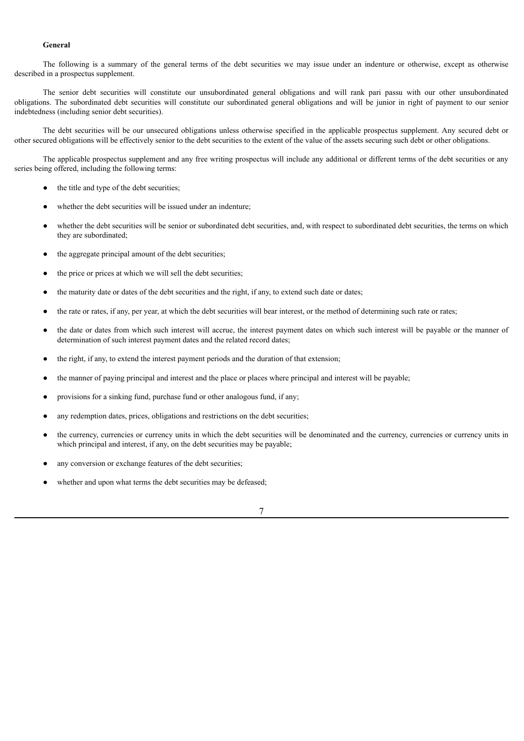**General**

The following is a summary of the general terms of the debt securities we may issue under an indenture or otherwise, except as otherwise described in a prospectus supplement.

The senior debt securities will constitute our unsubordinated general obligations and will rank pari passu with our other unsubordinated obligations. The subordinated debt securities will constitute our subordinated general obligations and will be junior in right of payment to our senior indebtedness (including senior debt securities).

The debt securities will be our unsecured obligations unless otherwise specified in the applicable prospectus supplement. Any secured debt or other secured obligations will be effectively senior to the debt securities to the extent of the value of the assets securing such debt or other obligations.

The applicable prospectus supplement and any free writing prospectus will include any additional or different terms of the debt securities or any series being offered, including the following terms:

- the title and type of the debt securities;
- whether the debt securities will be issued under an indenture;
- whether the debt securities will be senior or subordinated debt securities, and, with respect to subordinated debt securities, the terms on which they are subordinated;
- the aggregate principal amount of the debt securities;
- the price or prices at which we will sell the debt securities;
- the maturity date or dates of the debt securities and the right, if any, to extend such date or dates;
- the rate or rates, if any, per year, at which the debt securities will bear interest, or the method of determining such rate or rates;
- the date or dates from which such interest will accrue, the interest payment dates on which such interest will be payable or the manner of determination of such interest payment dates and the related record dates;
- the right, if any, to extend the interest payment periods and the duration of that extension;
- the manner of paying principal and interest and the place or places where principal and interest will be payable;
- provisions for a sinking fund, purchase fund or other analogous fund, if any;
- any redemption dates, prices, obligations and restrictions on the debt securities;
- the currency, currencies or currency units in which the debt securities will be denominated and the currency, currencies or currency units in which principal and interest, if any, on the debt securities may be payable;
- any conversion or exchange features of the debt securities;
- whether and upon what terms the debt securities may be defeased;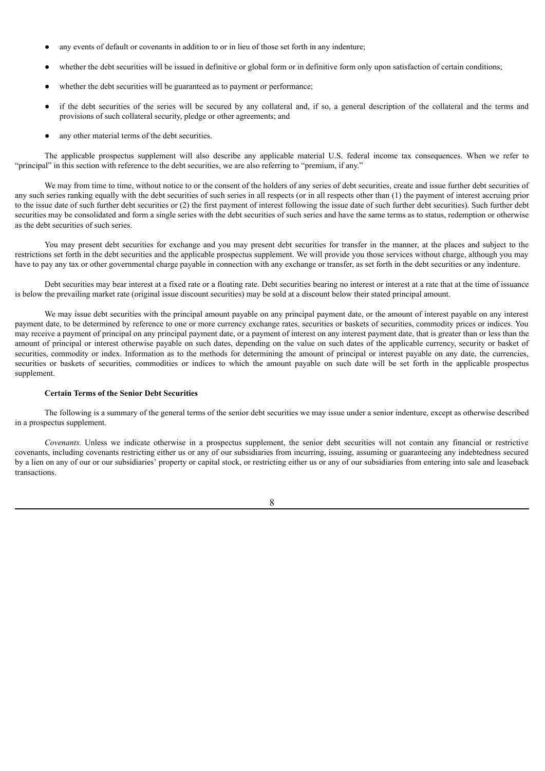- any events of default or covenants in addition to or in lieu of those set forth in any indenture;
- whether the debt securities will be issued in definitive or global form or in definitive form only upon satisfaction of certain conditions;
- whether the debt securities will be guaranteed as to payment or performance;
- if the debt securities of the series will be secured by any collateral and, if so, a general description of the collateral and the terms and provisions of such collateral security, pledge or other agreements; and
- any other material terms of the debt securities.

The applicable prospectus supplement will also describe any applicable material U.S. federal income tax consequences. When we refer to "principal" in this section with reference to the debt securities, we are also referring to "premium, if any."

We may from time to time, without notice to or the consent of the holders of any series of debt securities, create and issue further debt securities of any such series ranking equally with the debt securities of such series in all respects (or in all respects other than (1) the payment of interest accruing prior to the issue date of such further debt securities or (2) the first payment of interest following the issue date of such further debt securities). Such further debt securities may be consolidated and form a single series with the debt securities of such series and have the same terms as to status, redemption or otherwise as the debt securities of such series.

You may present debt securities for exchange and you may present debt securities for transfer in the manner, at the places and subject to the restrictions set forth in the debt securities and the applicable prospectus supplement. We will provide you those services without charge, although you may have to pay any tax or other governmental charge payable in connection with any exchange or transfer, as set forth in the debt securities or any indenture.

Debt securities may bear interest at a fixed rate or a floating rate. Debt securities bearing no interest or interest at a rate that at the time of issuance is below the prevailing market rate (original issue discount securities) may be sold at a discount below their stated principal amount.

We may issue debt securities with the principal amount payable on any principal payment date, or the amount of interest payable on any interest payment date, to be determined by reference to one or more currency exchange rates, securities or baskets of securities, commodity prices or indices. You may receive a payment of principal on any principal payment date, or a payment of interest on any interest payment date, that is greater than or less than the amount of principal or interest otherwise payable on such dates, depending on the value on such dates of the applicable currency, security or basket of securities, commodity or index. Information as to the methods for determining the amount of principal or interest payable on any date, the currencies, securities or baskets of securities, commodities or indices to which the amount payable on such date will be set forth in the applicable prospectus supplement.

**Certain Terms of the Senior Debt Securities**

The following is a summary of the general terms of the senior debt securities we may issue under a senior indenture, except as otherwise described in a prospectus supplement.

*Covenants.* Unless we indicate otherwise in a prospectus supplement, the senior debt securities will not contain any financial or restrictive covenants, including covenants restricting either us or any of our subsidiaries from incurring, issuing, assuming or guaranteeing any indebtedness secured by a lien on any of our or our subsidiaries' property or capital stock, or restricting either us or any of our subsidiaries from entering into sale and leaseback transactions.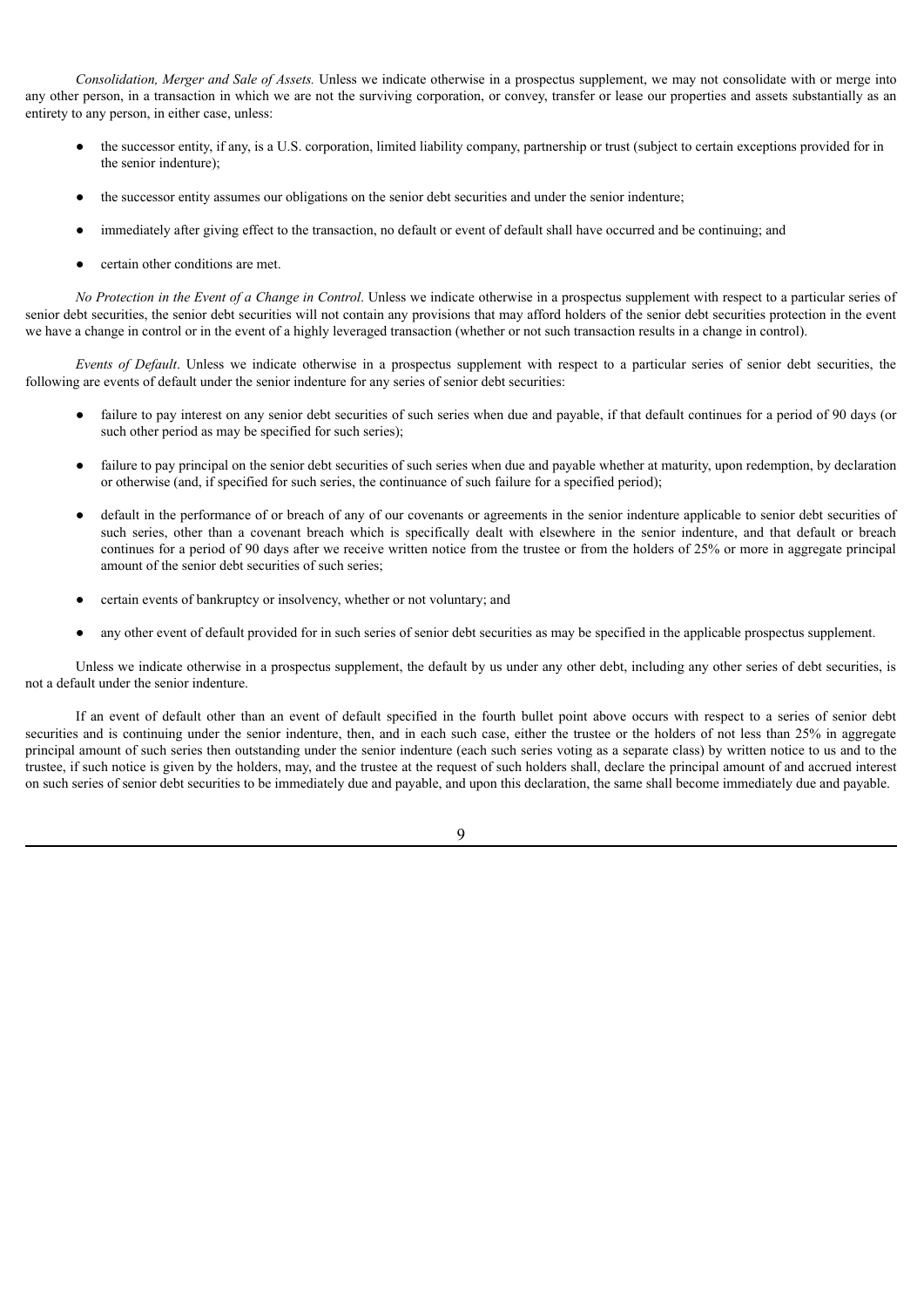*Consolidation, Merger and Sale of Assets.* Unless we indicate otherwise in a prospectus supplement, we may not consolidate with or merge into any other person, in a transaction in which we are not the surviving corporation, or convey, transfer or lease our properties and assets substantially as an entirety to any person, in either case, unless:

- the successor entity, if any, is a U.S. corporation, limited liability company, partnership or trust (subject to certain exceptions provided for in the senior indenture);
- the successor entity assumes our obligations on the senior debt securities and under the senior indenture;
- immediately after giving effect to the transaction, no default or event of default shall have occurred and be continuing; and
- certain other conditions are met.

*No Protection in the Event of a Change in Control*. Unless we indicate otherwise in a prospectus supplement with respect to a particular series of senior debt securities, the senior debt securities will not contain any provisions that may afford holders of the senior debt securities protection in the event we have a change in control or in the event of a highly leveraged transaction (whether or not such transaction results in a change in control).

*Events of Default*. Unless we indicate otherwise in a prospectus supplement with respect to a particular series of senior debt securities, the following are events of default under the senior indenture for any series of senior debt securities:

- failure to pay interest on any senior debt securities of such series when due and payable, if that default continues for a period of 90 days (or such other period as may be specified for such series);
- failure to pay principal on the senior debt securities of such series when due and payable whether at maturity, upon redemption, by declaration or otherwise (and, if specified for such series, the continuance of such failure for a specified period);
- default in the performance of or breach of any of our covenants or agreements in the senior indenture applicable to senior debt securities of such series, other than a covenant breach which is specifically dealt with elsewhere in the senior indenture, and that default or breach continues for a period of 90 days after we receive written notice from the trustee or from the holders of 25% or more in aggregate principal amount of the senior debt securities of such series;
- certain events of bankruptcy or insolvency, whether or not voluntary; and
- any other event of default provided for in such series of senior debt securities as may be specified in the applicable prospectus supplement.

Unless we indicate otherwise in a prospectus supplement, the default by us under any other debt, including any other series of debt securities, is not a default under the senior indenture.

If an event of default other than an event of default specified in the fourth bullet point above occurs with respect to a series of senior debt securities and is continuing under the senior indenture, then, and in each such case, either the trustee or the holders of not less than 25% in aggregate principal amount of such series then outstanding under the senior indenture (each such series voting as a separate class) by written notice to us and to the trustee, if such notice is given by the holders, may, and the trustee at the request of such holders shall, declare the principal amount of and accrued interest on such series of senior debt securities to be immediately due and payable, and upon this declaration, the same shall become immediately due and payable.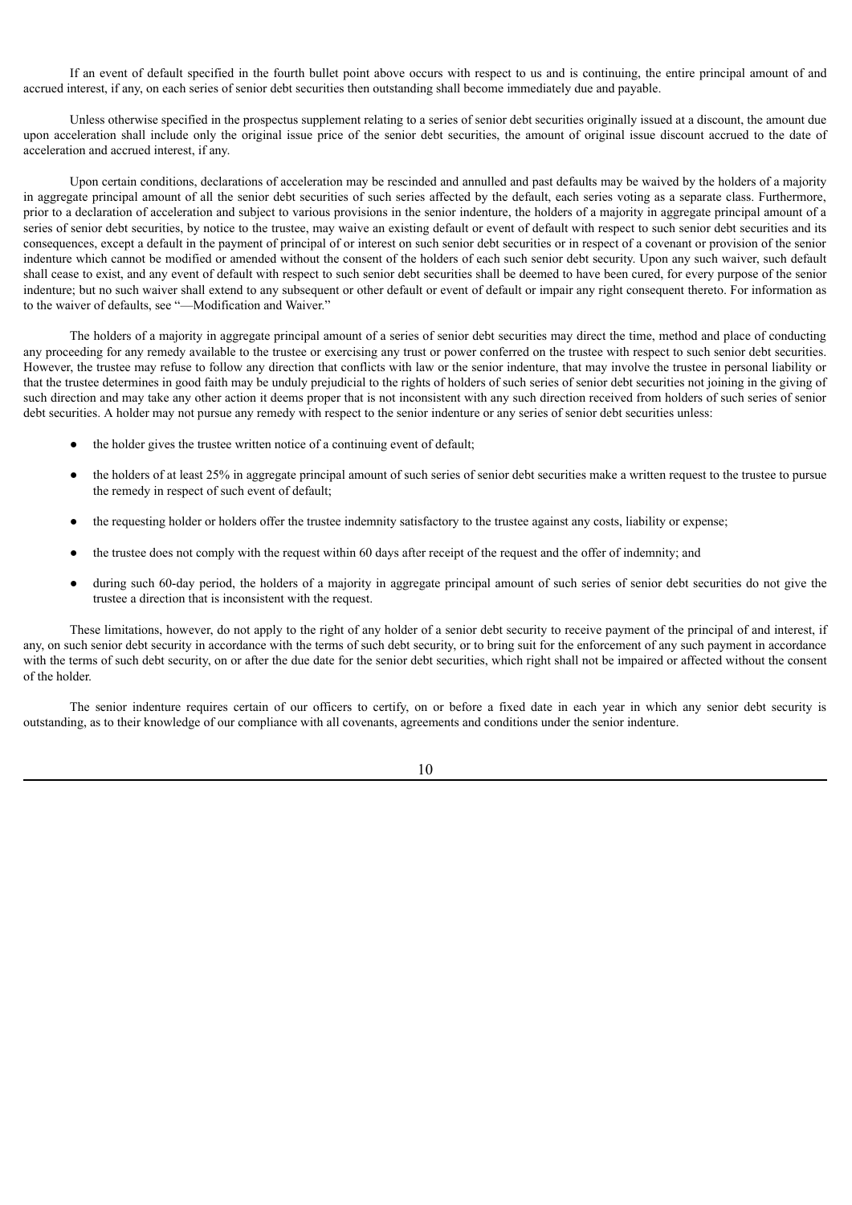If an event of default specified in the fourth bullet point above occurs with respect to us and is continuing, the entire principal amount of and accrued interest, if any, on each series of senior debt securities then outstanding shall become immediately due and payable.

Unless otherwise specified in the prospectus supplement relating to a series of senior debt securities originally issued at a discount, the amount due upon acceleration shall include only the original issue price of the senior debt securities, the amount of original issue discount accrued to the date of acceleration and accrued interest, if any.

Upon certain conditions, declarations of acceleration may be rescinded and annulled and past defaults may be waived by the holders of a majority in aggregate principal amount of all the senior debt securities of such series affected by the default, each series voting as a separate class. Furthermore, prior to a declaration of acceleration and subject to various provisions in the senior indenture, the holders of a majority in aggregate principal amount of a series of senior debt securities, by notice to the trustee, may waive an existing default or event of default with respect to such senior debt securities and its consequences, except a default in the payment of principal of or interest on such senior debt securities or in respect of a covenant or provision of the senior indenture which cannot be modified or amended without the consent of the holders of each such senior debt security. Upon any such waiver, such default shall cease to exist, and any event of default with respect to such senior debt securities shall be deemed to have been cured, for every purpose of the senior indenture; but no such waiver shall extend to any subsequent or other default or event of default or impair any right consequent thereto. For information as to the waiver of defaults, see "—Modification and Waiver."

The holders of a majority in aggregate principal amount of a series of senior debt securities may direct the time, method and place of conducting any proceeding for any remedy available to the trustee or exercising any trust or power conferred on the trustee with respect to such senior debt securities. However, the trustee may refuse to follow any direction that conflicts with law or the senior indenture, that may involve the trustee in personal liability or that the trustee determines in good faith may be unduly prejudicial to the rights of holders of such series of senior debt securities not joining in the giving of such direction and may take any other action it deems proper that is not inconsistent with any such direction received from holders of such series of senior debt securities. A holder may not pursue any remedy with respect to the senior indenture or any series of senior debt securities unless:

- the holder gives the trustee written notice of a continuing event of default;
- the holders of at least 25% in aggregate principal amount of such series of senior debt securities make a written request to the trustee to pursue the remedy in respect of such event of default;
- the requesting holder or holders offer the trustee indemnity satisfactory to the trustee against any costs, liability or expense;
- the trustee does not comply with the request within 60 days after receipt of the request and the offer of indemnity; and
- during such 60-day period, the holders of a majority in aggregate principal amount of such series of senior debt securities do not give the trustee a direction that is inconsistent with the request.

These limitations, however, do not apply to the right of any holder of a senior debt security to receive payment of the principal of and interest, if any, on such senior debt security in accordance with the terms of such debt security, or to bring suit for the enforcement of any such payment in accordance with the terms of such debt security, on or after the due date for the senior debt securities, which right shall not be impaired or affected without the consent of the holder.

The senior indenture requires certain of our officers to certify, on or before a fixed date in each year in which any senior debt security is outstanding, as to their knowledge of our compliance with all covenants, agreements and conditions under the senior indenture.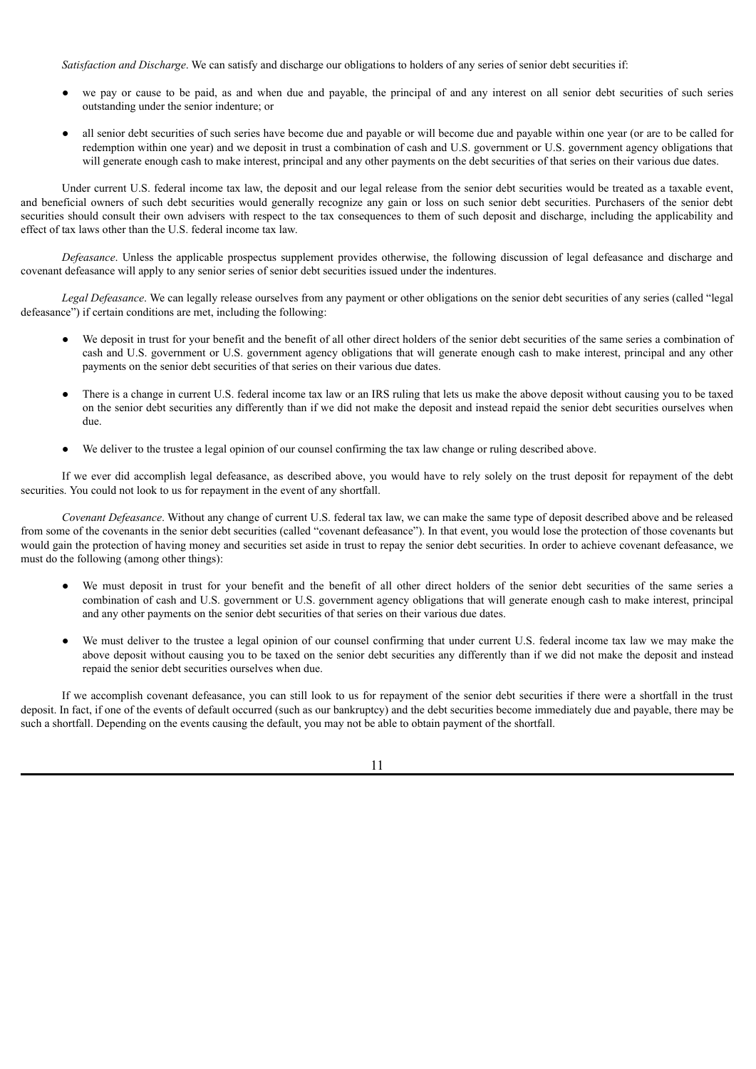*Satisfaction and Discharge*. We can satisfy and discharge our obligations to holders of any series of senior debt securities if:

- we pay or cause to be paid, as and when due and payable, the principal of and any interest on all senior debt securities of such series outstanding under the senior indenture; or
- all senior debt securities of such series have become due and payable or will become due and payable within one year (or are to be called for redemption within one year) and we deposit in trust a combination of cash and U.S. government or U.S. government agency obligations that will generate enough cash to make interest, principal and any other payments on the debt securities of that series on their various due dates.

Under current U.S. federal income tax law, the deposit and our legal release from the senior debt securities would be treated as a taxable event, and beneficial owners of such debt securities would generally recognize any gain or loss on such senior debt securities. Purchasers of the senior debt securities should consult their own advisers with respect to the tax consequences to them of such deposit and discharge, including the applicability and effect of tax laws other than the U.S. federal income tax law.

*Defeasance*. Unless the applicable prospectus supplement provides otherwise, the following discussion of legal defeasance and discharge and covenant defeasance will apply to any senior series of senior debt securities issued under the indentures.

*Legal Defeasance*. We can legally release ourselves from any payment or other obligations on the senior debt securities of any series (called "legal defeasance") if certain conditions are met, including the following:

- We deposit in trust for your benefit and the benefit of all other direct holders of the senior debt securities of the same series a combination of cash and U.S. government or U.S. government agency obligations that will generate enough cash to make interest, principal and any other payments on the senior debt securities of that series on their various due dates.
- There is a change in current U.S. federal income tax law or an IRS ruling that lets us make the above deposit without causing you to be taxed on the senior debt securities any differently than if we did not make the deposit and instead repaid the senior debt securities ourselves when due.
- We deliver to the trustee a legal opinion of our counsel confirming the tax law change or ruling described above.

If we ever did accomplish legal defeasance, as described above, you would have to rely solely on the trust deposit for repayment of the debt securities. You could not look to us for repayment in the event of any shortfall.

*Covenant Defeasance*. Without any change of current U.S. federal tax law, we can make the same type of deposit described above and be released from some of the covenants in the senior debt securities (called "covenant defeasance"). In that event, you would lose the protection of those covenants but would gain the protection of having money and securities set aside in trust to repay the senior debt securities. In order to achieve covenant defeasance, we must do the following (among other things):

- We must deposit in trust for your benefit and the benefit of all other direct holders of the senior debt securities of the same series a combination of cash and U.S. government or U.S. government agency obligations that will generate enough cash to make interest, principal and any other payments on the senior debt securities of that series on their various due dates.
- We must deliver to the trustee a legal opinion of our counsel confirming that under current U.S. federal income tax law we may make the above deposit without causing you to be taxed on the senior debt securities any differently than if we did not make the deposit and instead repaid the senior debt securities ourselves when due.

If we accomplish covenant defeasance, you can still look to us for repayment of the senior debt securities if there were a shortfall in the trust deposit. In fact, if one of the events of default occurred (such as our bankruptcy) and the debt securities become immediately due and payable, there may be such a shortfall. Depending on the events causing the default, you may not be able to obtain payment of the shortfall.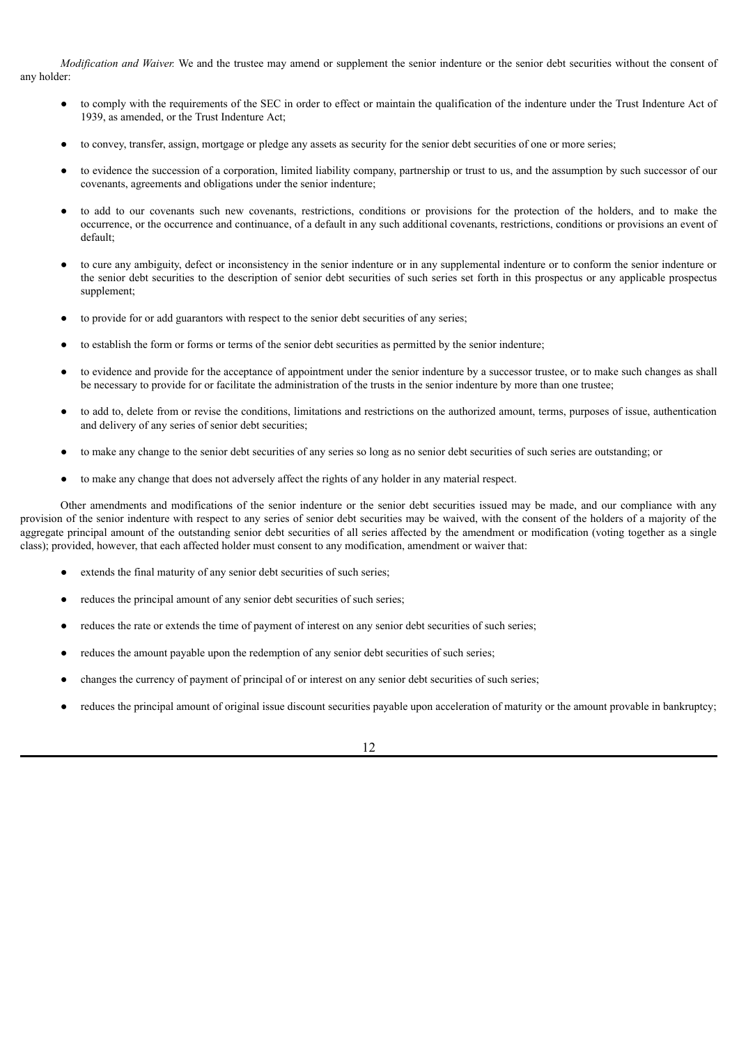*Modification and Waiver.* We and the trustee may amend or supplement the senior indenture or the senior debt securities without the consent of any holder:

- to comply with the requirements of the SEC in order to effect or maintain the qualification of the indenture under the Trust Indenture Act of 1939, as amended, or the Trust Indenture Act;
- to convey, transfer, assign, mortgage or pledge any assets as security for the senior debt securities of one or more series;
- to evidence the succession of a corporation, limited liability company, partnership or trust to us, and the assumption by such successor of our covenants, agreements and obligations under the senior indenture;
- to add to our covenants such new covenants, restrictions, conditions or provisions for the protection of the holders, and to make the occurrence, or the occurrence and continuance, of a default in any such additional covenants, restrictions, conditions or provisions an event of default;
- to cure any ambiguity, defect or inconsistency in the senior indenture or in any supplemental indenture or to conform the senior indenture or the senior debt securities to the description of senior debt securities of such series set forth in this prospectus or any applicable prospectus supplement;
- to provide for or add guarantors with respect to the senior debt securities of any series;
- to establish the form or forms or terms of the senior debt securities as permitted by the senior indenture;
- to evidence and provide for the acceptance of appointment under the senior indenture by a successor trustee, or to make such changes as shall be necessary to provide for or facilitate the administration of the trusts in the senior indenture by more than one trustee;
- to add to, delete from or revise the conditions, limitations and restrictions on the authorized amount, terms, purposes of issue, authentication and delivery of any series of senior debt securities;
- to make any change to the senior debt securities of any series so long as no senior debt securities of such series are outstanding; or
- to make any change that does not adversely affect the rights of any holder in any material respect.

Other amendments and modifications of the senior indenture or the senior debt securities issued may be made, and our compliance with any provision of the senior indenture with respect to any series of senior debt securities may be waived, with the consent of the holders of a majority of the aggregate principal amount of the outstanding senior debt securities of all series affected by the amendment or modification (voting together as a single class); provided, however, that each affected holder must consent to any modification, amendment or waiver that:

- extends the final maturity of any senior debt securities of such series;
- reduces the principal amount of any senior debt securities of such series;
- reduces the rate or extends the time of payment of interest on any senior debt securities of such series;
- reduces the amount payable upon the redemption of any senior debt securities of such series;
- changes the currency of payment of principal of or interest on any senior debt securities of such series;
- reduces the principal amount of original issue discount securities payable upon acceleration of maturity or the amount provable in bankruptcy;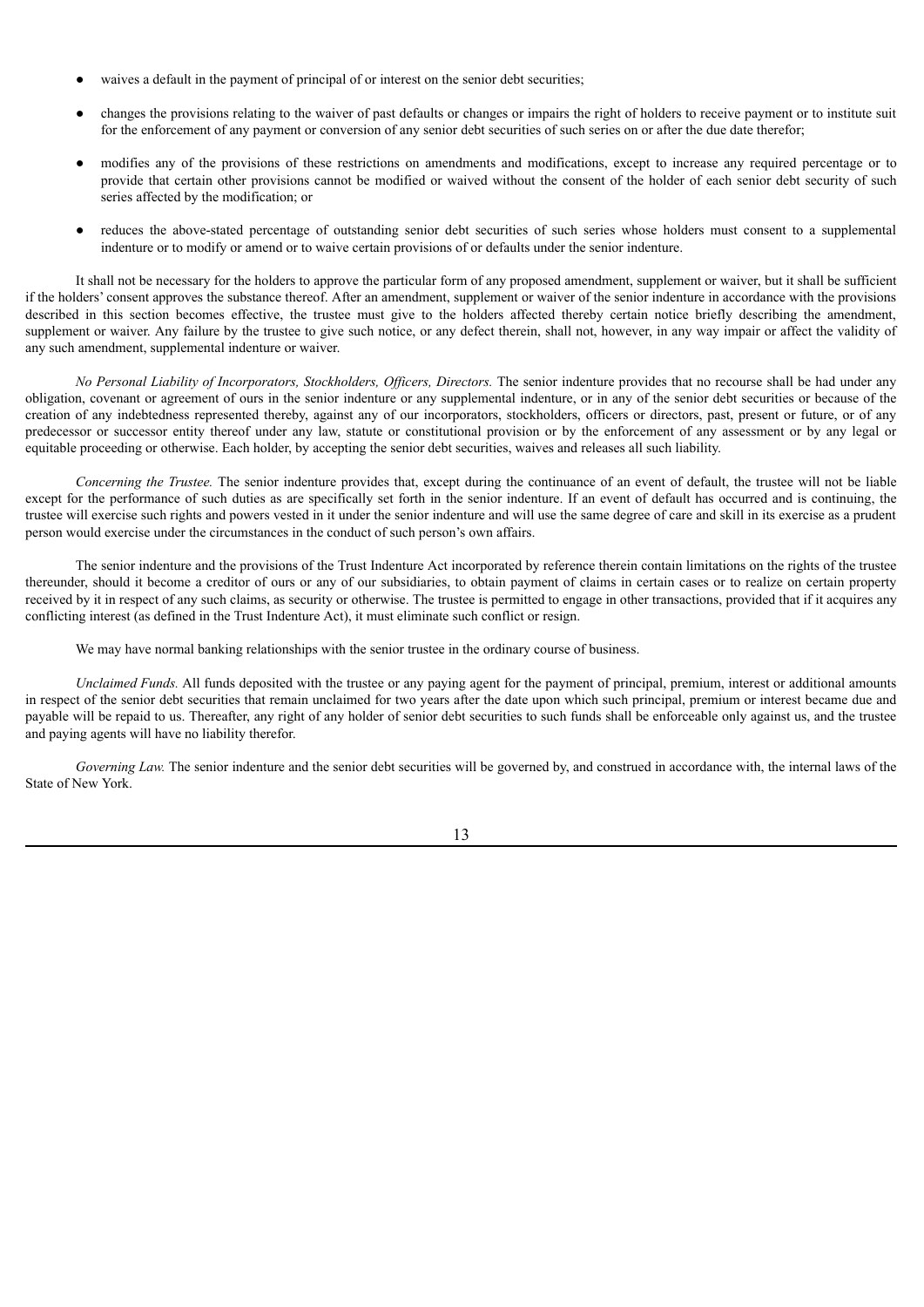- waives a default in the payment of principal of or interest on the senior debt securities;
- changes the provisions relating to the waiver of past defaults or changes or impairs the right of holders to receive payment or to institute suit for the enforcement of any payment or conversion of any senior debt securities of such series on or after the due date therefor;
- modifies any of the provisions of these restrictions on amendments and modifications, except to increase any required percentage or to provide that certain other provisions cannot be modified or waived without the consent of the holder of each senior debt security of such series affected by the modification; or
- reduces the above-stated percentage of outstanding senior debt securities of such series whose holders must consent to a supplemental indenture or to modify or amend or to waive certain provisions of or defaults under the senior indenture.

It shall not be necessary for the holders to approve the particular form of any proposed amendment, supplement or waiver, but it shall be sufficient if the holders' consent approves the substance thereof. After an amendment, supplement or waiver of the senior indenture in accordance with the provisions described in this section becomes effective, the trustee must give to the holders affected thereby certain notice briefly describing the amendment, supplement or waiver. Any failure by the trustee to give such notice, or any defect therein, shall not, however, in any way impair or affect the validity of any such amendment, supplemental indenture or waiver.

*No Personal Liability of Incorporators, Stockholders, Officers, Directors.* The senior indenture provides that no recourse shall be had under any obligation, covenant or agreement of ours in the senior indenture or any supplemental indenture, or in any of the senior debt securities or because of the creation of any indebtedness represented thereby, against any of our incorporators, stockholders, officers or directors, past, present or future, or of any predecessor or successor entity thereof under any law, statute or constitutional provision or by the enforcement of any assessment or by any legal or equitable proceeding or otherwise. Each holder, by accepting the senior debt securities, waives and releases all such liability.

*Concerning the Trustee.* The senior indenture provides that, except during the continuance of an event of default, the trustee will not be liable except for the performance of such duties as are specifically set forth in the senior indenture. If an event of default has occurred and is continuing, the trustee will exercise such rights and powers vested in it under the senior indenture and will use the same degree of care and skill in its exercise as a prudent person would exercise under the circumstances in the conduct of such person's own affairs.

The senior indenture and the provisions of the Trust Indenture Act incorporated by reference therein contain limitations on the rights of the trustee thereunder, should it become a creditor of ours or any of our subsidiaries, to obtain payment of claims in certain cases or to realize on certain property received by it in respect of any such claims, as security or otherwise. The trustee is permitted to engage in other transactions, provided that if it acquires any conflicting interest (as defined in the Trust Indenture Act), it must eliminate such conflict or resign.

We may have normal banking relationships with the senior trustee in the ordinary course of business.

*Unclaimed Funds.* All funds deposited with the trustee or any paying agent for the payment of principal, premium, interest or additional amounts in respect of the senior debt securities that remain unclaimed for two years after the date upon which such principal, premium or interest became due and payable will be repaid to us. Thereafter, any right of any holder of senior debt securities to such funds shall be enforceable only against us, and the trustee and paying agents will have no liability therefor.

*Governing Law.* The senior indenture and the senior debt securities will be governed by, and construed in accordance with, the internal laws of the State of New York.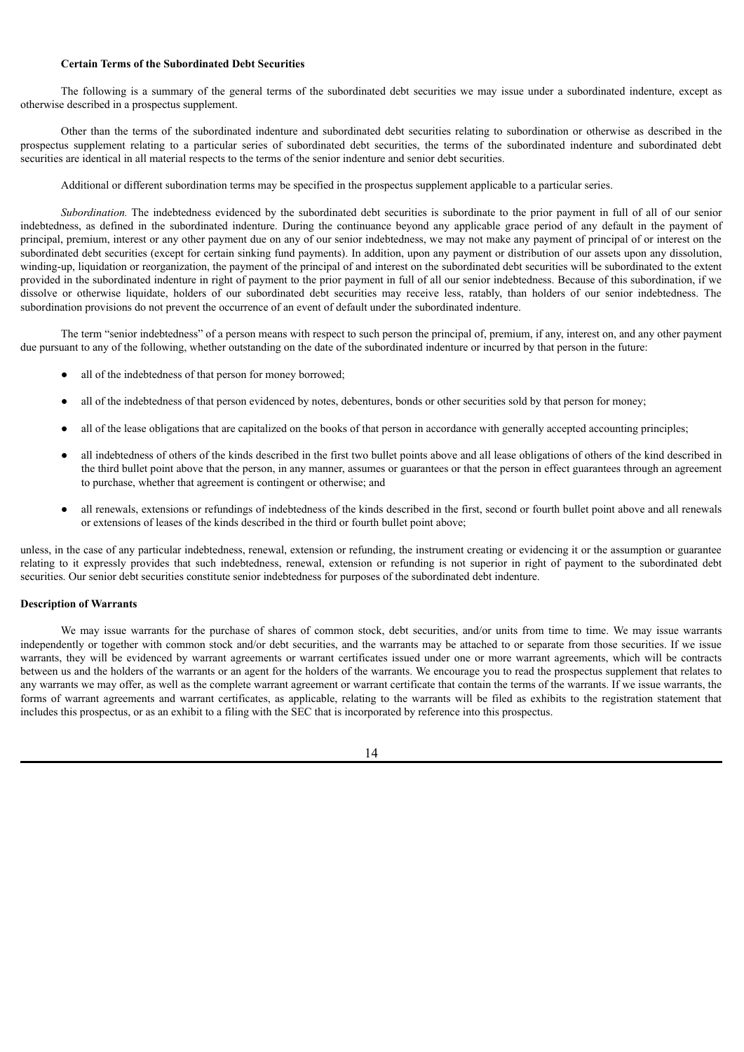**Certain Terms of the Subordinated Debt Securities**

The following is a summary of the general terms of the subordinated debt securities we may issue under a subordinated indenture, except as otherwise described in a prospectus supplement.

Other than the terms of the subordinated indenture and subordinated debt securities relating to subordination or otherwise as described in the prospectus supplement relating to a particular series of subordinated debt securities, the terms of the subordinated indenture and subordinated debt securities are identical in all material respects to the terms of the senior indenture and senior debt securities.

Additional or different subordination terms may be specified in the prospectus supplement applicable to a particular series.

*Subordination.* The indebtedness evidenced by the subordinated debt securities is subordinate to the prior payment in full of all of our senior indebtedness, as defined in the subordinated indenture. During the continuance beyond any applicable grace period of any default in the payment of principal, premium, interest or any other payment due on any of our senior indebtedness, we may not make any payment of principal of or interest on the subordinated debt securities (except for certain sinking fund payments). In addition, upon any payment or distribution of our assets upon any dissolution, winding-up, liquidation or reorganization, the payment of the principal of and interest on the subordinated debt securities will be subordinated to the extent provided in the subordinated indenture in right of payment to the prior payment in full of all our senior indebtedness. Because of this subordination, if we dissolve or otherwise liquidate, holders of our subordinated debt securities may receive less, ratably, than holders of our senior indebtedness. The subordination provisions do not prevent the occurrence of an event of default under the subordinated indenture.

The term "senior indebtedness" of a person means with respect to such person the principal of, premium, if any, interest on, and any other payment due pursuant to any of the following, whether outstanding on the date of the subordinated indenture or incurred by that person in the future:

- all of the indebtedness of that person for money borrowed;
- all of the indebtedness of that person evidenced by notes, debentures, bonds or other securities sold by that person for money;
- all of the lease obligations that are capitalized on the books of that person in accordance with generally accepted accounting principles;
- all indebtedness of others of the kinds described in the first two bullet points above and all lease obligations of others of the kind described in the third bullet point above that the person, in any manner, assumes or guarantees or that the person in effect guarantees through an agreement to purchase, whether that agreement is contingent or otherwise; and
- all renewals, extensions or refundings of indebtedness of the kinds described in the first, second or fourth bullet point above and all renewals or extensions of leases of the kinds described in the third or fourth bullet point above;

unless, in the case of any particular indebtedness, renewal, extension or refunding, the instrument creating or evidencing it or the assumption or guarantee relating to it expressly provides that such indebtedness, renewal, extension or refunding is not superior in right of payment to the subordinated debt securities. Our senior debt securities constitute senior indebtedness for purposes of the subordinated debt indenture.

**Description of Warrants**

We may issue warrants for the purchase of shares of common stock, debt securities, and/or units from time to time. We may issue warrants independently or together with common stock and/or debt securities, and the warrants may be attached to or separate from those securities. If we issue warrants, they will be evidenced by warrant agreements or warrant certificates issued under one or more warrant agreements, which will be contracts between us and the holders of the warrants or an agent for the holders of the warrants. We encourage you to read the prospectus supplement that relates to any warrants we may offer, as well as the complete warrant agreement or warrant certificate that contain the terms of the warrants. If we issue warrants, the forms of warrant agreements and warrant certificates, as applicable, relating to the warrants will be filed as exhibits to the registration statement that includes this prospectus, or as an exhibit to a filing with the SEC that is incorporated by reference into this prospectus.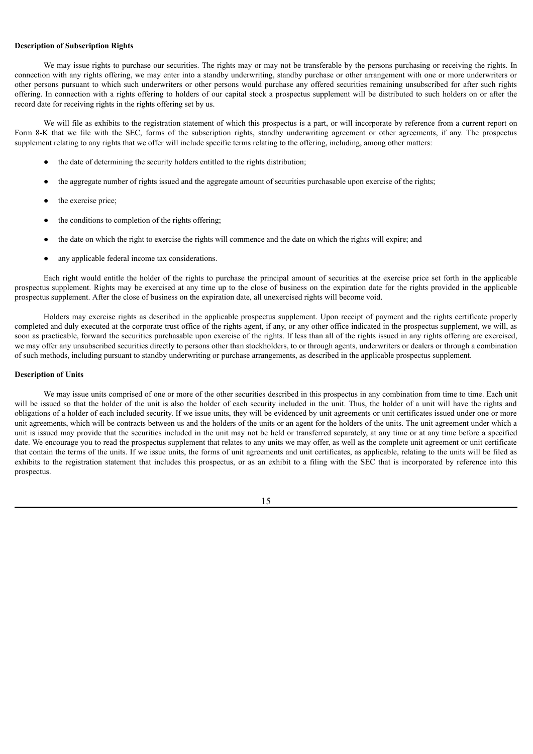**Description of Subscription Rights**

We may issue rights to purchase our securities. The rights may or may not be transferable by the persons purchasing or receiving the rights. In connection with any rights offering, we may enter into a standby underwriting, standby purchase or other arrangement with one or more underwriters or other persons pursuant to which such underwriters or other persons would purchase any offered securities remaining unsubscribed for after such rights offering. In connection with a rights offering to holders of our capital stock a prospectus supplement will be distributed to such holders on or after the record date for receiving rights in the rights offering set by us.

We will file as exhibits to the registration statement of which this prospectus is a part, or will incorporate by reference from a current report on Form 8-K that we file with the SEC, forms of the subscription rights, standby underwriting agreement or other agreements, if any. The prospectus supplement relating to any rights that we offer will include specific terms relating to the offering, including, among other matters:

- the date of determining the security holders entitled to the rights distribution;
- the aggregate number of rights issued and the aggregate amount of securities purchasable upon exercise of the rights;
- the exercise price;
- the conditions to completion of the rights offering;
- the date on which the right to exercise the rights will commence and the date on which the rights will expire; and
- any applicable federal income tax considerations.

Each right would entitle the holder of the rights to purchase the principal amount of securities at the exercise price set forth in the applicable prospectus supplement. Rights may be exercised at any time up to the close of business on the expiration date for the rights provided in the applicable prospectus supplement. After the close of business on the expiration date, all unexercised rights will become void.

Holders may exercise rights as described in the applicable prospectus supplement. Upon receipt of payment and the rights certificate properly completed and duly executed at the corporate trust office of the rights agent, if any, or any other office indicated in the prospectus supplement, we will, as soon as practicable, forward the securities purchasable upon exercise of the rights. If less than all of the rights issued in any rights offering are exercised, we may offer any unsubscribed securities directly to persons other than stockholders, to or through agents, underwriters or dealers or through a combination of such methods, including pursuant to standby underwriting or purchase arrangements, as described in the applicable prospectus supplement.

**Description of Units**

We may issue units comprised of one or more of the other securities described in this prospectus in any combination from time to time. Each unit will be issued so that the holder of the unit is also the holder of each security included in the unit. Thus, the holder of a unit will have the rights and obligations of a holder of each included security. If we issue units, they will be evidenced by unit agreements or unit certificates issued under one or more unit agreements, which will be contracts between us and the holders of the units or an agent for the holders of the units. The unit agreement under which a unit is issued may provide that the securities included in the unit may not be held or transferred separately, at any time or at any time before a specified date. We encourage you to read the prospectus supplement that relates to any units we may offer, as well as the complete unit agreement or unit certificate that contain the terms of the units. If we issue units, the forms of unit agreements and unit certificates, as applicable, relating to the units will be filed as exhibits to the registration statement that includes this prospectus, or as an exhibit to a filing with the SEC that is incorporated by reference into this prospectus.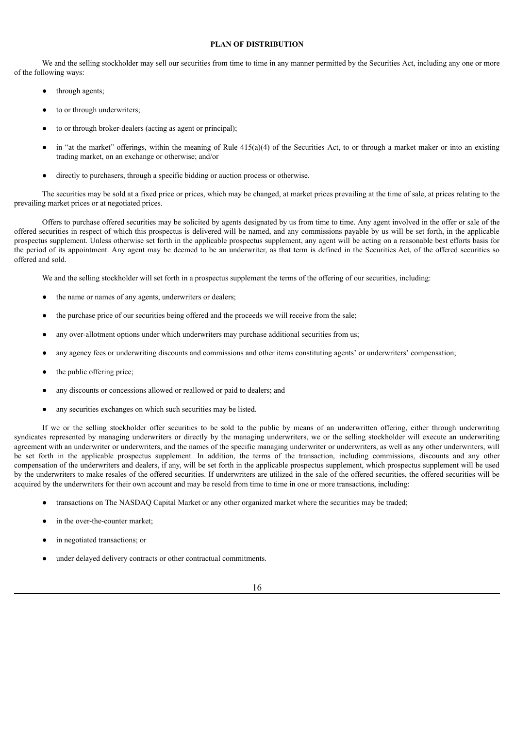## PLAN OF DISTRIBUTION

We and the selling stockholder may sell our securities from time to time in any manner permitted by the Securities Act, including any one or more of the following ways:

- through agents;
- to or through underwriters;
- to or through broker-dealers (acting as agent or principal);
- in "at the market" offerings, within the meaning of Rule 415(a)(4) of the Securities Act, to or through a market maker or into an existing trading market, on an exchange or otherwise; and/or
- directly to purchasers, through a specific bidding or auction process or otherwise.

The securities may be sold at a fixed price or prices, which may be changed, at market prices prevailing at the time of sale, at prices relating to the prevailing market prices or at negotiated prices.

Offers to purchase offered securities may be solicited by agents designated by us from time to time. Any agent involved in the offer or sale of the offered securities in respect of which this prospectus is delivered will be named, and any commissions payable by us will be set forth, in the applicable prospectus supplement. Unless otherwise set forth in the applicable prospectus supplement, any agent will be acting on a reasonable best efforts basis for the period of its appointment. Any agent may be deemed to be an underwriter, as that term is defined in the Securities Act, of the offered securities so offered and sold.

We and the selling stockholder will set forth in a prospectus supplement the terms of the offering of our securities, including:

- the name or names of any agents, underwriters or dealers;
- the purchase price of our securities being offered and the proceeds we will receive from the sale;
- any over-allotment options under which underwriters may purchase additional securities from us;
- any agency fees or underwriting discounts and commissions and other items constituting agents' or underwriters' compensation;
- the public offering price;
- any discounts or concessions allowed or reallowed or paid to dealers; and
- any securities exchanges on which such securities may be listed.

If we or the selling stockholder offer securities to be sold to the public by means of an underwritten offering, either through underwriting syndicates represented by managing underwriters or directly by the managing underwriters, we or the selling stockholder will execute an underwriting agreement with an underwriter or underwriters, and the names of the specific managing underwriter or underwriters, as well as any other underwriters, will be set forth in the applicable prospectus supplement. In addition, the terms of the transaction, including commissions, discounts and any other compensation of the underwriters and dealers, if any, will be set forth in the applicable prospectus supplement, which prospectus supplement will be used by the underwriters to make resales of the offered securities. If underwriters are utilized in the sale of the offered securities, the offered securities will be acquired by the underwriters for their own account and may be resold from time to time in one or more transactions, including:

- transactions on The NASDAQ Capital Market or any other organized market where the securities may be traded;
- in the over-the-counter market;
- in negotiated transactions; or
- under delayed delivery contracts or other contractual commitments.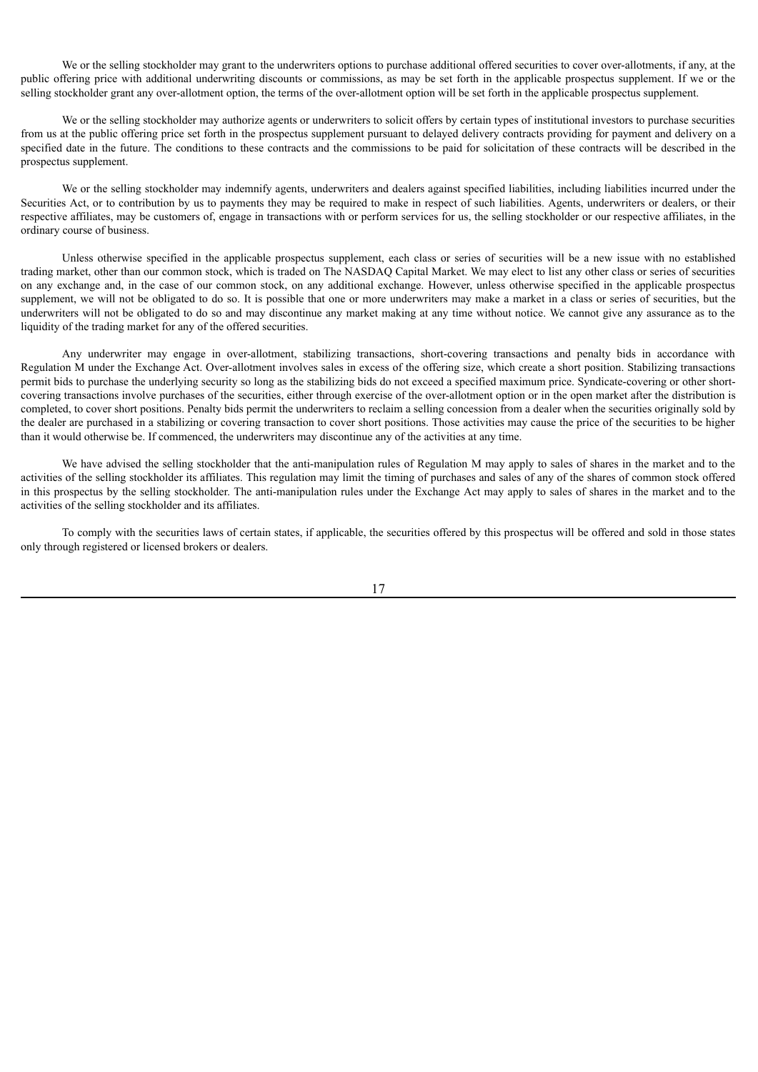We or the selling stockholder may grant to the underwriters options to purchase additional offered securities to cover over-allotments, if any, at the public offering price with additional underwriting discounts or commissions, as may be set forth in the applicable prospectus supplement. If we or the selling stockholder grant any over-allotment option, the terms of the over-allotment option will be set forth in the applicable prospectus supplement.

We or the selling stockholder may authorize agents or underwriters to solicit offers by certain types of institutional investors to purchase securities from us at the public offering price set forth in the prospectus supplement pursuant to delayed delivery contracts providing for payment and delivery on a specified date in the future. The conditions to these contracts and the commissions to be paid for solicitation of these contracts will be described in the prospectus supplement.

We or the selling stockholder may indemnify agents, underwriters and dealers against specified liabilities, including liabilities incurred under the Securities Act, or to contribution by us to payments they may be required to make in respect of such liabilities. Agents, underwriters or dealers, or their respective affiliates, may be customers of, engage in transactions with or perform services for us, the selling stockholder or our respective affiliates, in the ordinary course of business.

Unless otherwise specified in the applicable prospectus supplement, each class or series of securities will be a new issue with no established trading market, other than our common stock, which is traded on The NASDAQ Capital Market. We may elect to list any other class or series of securities on any exchange and, in the case of our common stock, on any additional exchange. However, unless otherwise specified in the applicable prospectus supplement, we will not be obligated to do so. It is possible that one or more underwriters may make a market in a class or series of securities, but the underwriters will not be obligated to do so and may discontinue any market making at any time without notice. We cannot give any assurance as to the liquidity of the trading market for any of the offered securities.

Any underwriter may engage in over-allotment, stabilizing transactions, short-covering transactions and penalty bids in accordance with Regulation M under the Exchange Act. Over-allotment involves sales in excess of the offering size, which create a short position. Stabilizing transactions permit bids to purchase the underlying security so long as the stabilizing bids do not exceed a specified maximum price. Syndicate-covering or other short-covering transactions involve purchases of the securities, either through exercise of the over-allotment option or in the open market after the distribution is completed, to cover short positions. Penalty bids permit the underwriters to reclaim a selling concession from a dealer when the securities originally sold by the dealer are purchased in a stabilizing or covering transaction to cover short positions. Those activities may cause the price of the securities to be higher than it would otherwise be. If commenced, the underwriters may discontinue any of the activities at any time.

We have advised the selling stockholder that the anti-manipulation rules of Regulation M may apply to sales of shares in the market and to the activities of the selling stockholder its affiliates. This regulation may limit the timing of purchases and sales of any of the shares of common stock offered in this prospectus by the selling stockholder. The anti-manipulation rules under the Exchange Act may apply to sales of shares in the market and to the activities of the selling stockholder and its affiliates.

To comply with the securities laws of certain states, if applicable, the securities offered by this prospectus will be offered and sold in those states only through registered or licensed brokers or dealers.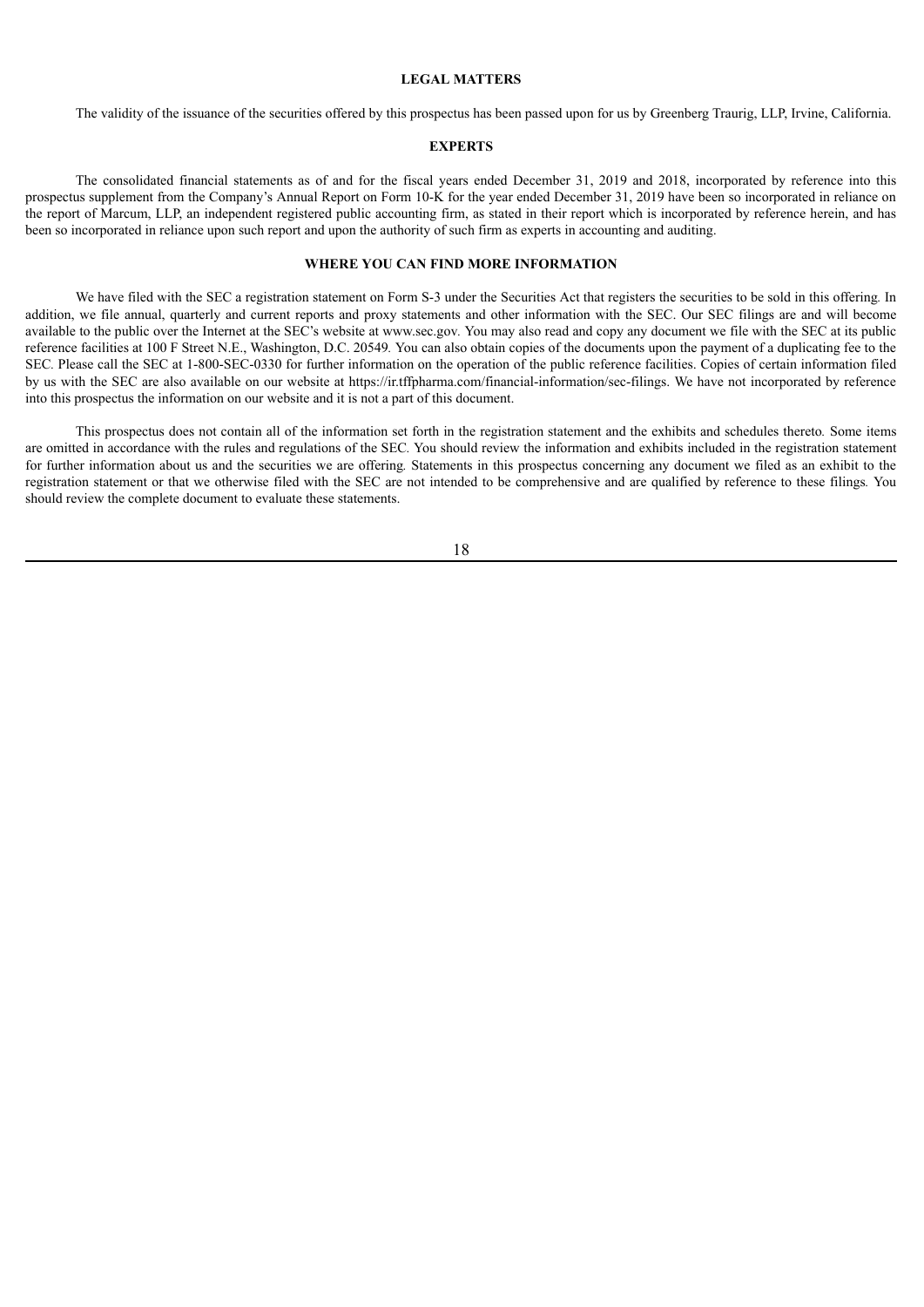## LEGAL MATTERS

The validity of the issuance of the securities offered by this prospectus has been passed upon for us by Greenberg Traurig, LLP, Irvine, California.

## EXPERTS

The consolidated financial statements as of and for the fiscal years ended December 31, 2019 and 2018, incorporated by reference into this prospectus supplement from the Company's Annual Report on Form 10-K for the year ended December 31, 2019 have been so incorporated in reliance on the report of Marcum, LLP, an independent registered public accounting firm, as stated in their report which is incorporated by reference herein, and has been so incorporated in reliance upon such report and upon the authority of such firm as experts in accounting and auditing.

## WHERE YOU CAN FIND MORE INFORMATION

We have filed with the SEC a registration statement on Form S-3 under the Securities Act that registers the securities to be sold in this offering. In addition, we file annual, quarterly and current reports and proxy statements and other information with the SEC. Our SEC filings are and will become available to the public over the Internet at the SEC's website at www.sec.gov. You may also read and copy any document we file with the SEC at its public reference facilities at 100 F Street N.E., Washington, D.C. 20549. You can also obtain copies of the documents upon the payment of a duplicating fee to the SEC. Please call the SEC at 1-800-SEC-0330 for further information on the operation of the public reference facilities. Copies of certain information filed by us with the SEC are also available on our website at https://ir.tffpharma.com/financial-information/sec-filings. We have not incorporated by reference into this prospectus the information on our website and it is not a part of this document.

This prospectus does not contain all of the information set forth in the registration statement and the exhibits and schedules thereto. Some items are omitted in accordance with the rules and regulations of the SEC. You should review the information and exhibits included in the registration statement for further information about us and the securities we are offering. Statements in this prospectus concerning any document we filed as an exhibit to the registration statement or that we otherwise filed with the SEC are not intended to be comprehensive and are qualified by reference to these filings. You should review the complete document to evaluate these statements.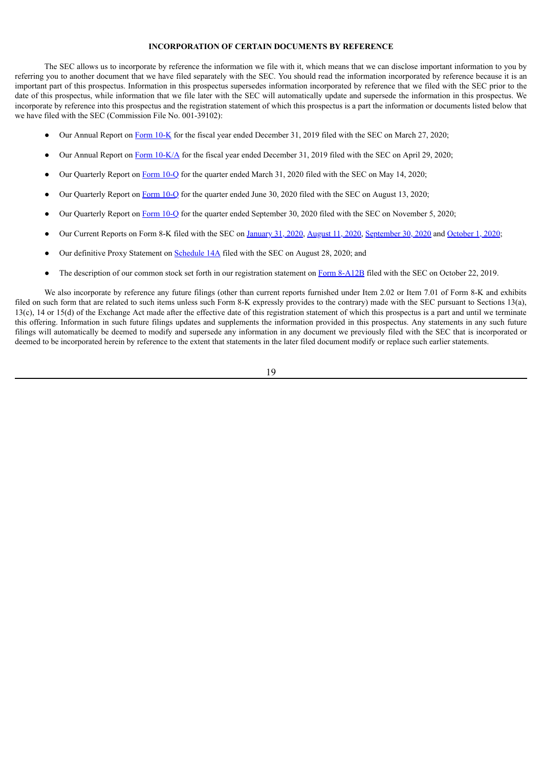## INCORPORATION OF CERTAIN DOCUMENTS BY REFERENCE

The SEC allows us to incorporate by reference the information we file with it, which means that we can disclose important information to you by referring you to another document that we have filed separately with the SEC. You should read the information incorporated by reference because it is an important part of this prospectus. Information in this prospectus supersedes information incorporated by reference that we filed with the SEC prior to the date of this prospectus, while information that we file later with the SEC will automatically update and supersede the information in this prospectus. We incorporate by reference into this prospectus and the registration statement of which this prospectus is a part the information or documents listed below that we have filed with the SEC (Commission File No. 001-39102):

- Our Annual Report on Form 10-K for the fiscal year ended December 31, 2019 filed with the SEC on March 27, 2020;
- Our Annual Report on Form 10-K/A for the fiscal year ended December 31, 2019 filed with the SEC on April 29, 2020;
- Our Quarterly Report on Form 10-Q for the quarter ended March 31, 2020 filed with the SEC on May 14, 2020;
- Our Quarterly Report on Form 10-Q for the quarter ended June 30, 2020 filed with the SEC on August 13, 2020;
- Our Quarterly Report on Form 10-Q for the quarter ended September 30, 2020 filed with the SEC on November 5, 2020;
- Our Current Reports on Form 8-K filed with the SEC on January 31, 2020, August 11, 2020, September 30, 2020 and October 1, 2020;
- Our definitive Proxy Statement on Schedule 14A filed with the SEC on August 28, 2020; and
- The description of our common stock set forth in our registration statement on Form 8-A12B filed with the SEC on October 22, 2019.

We also incorporate by reference any future filings (other than current reports furnished under Item 2.02 or Item 7.01 of Form 8-K and exhibits filed on such form that are related to such items unless such Form 8-K expressly provides to the contrary) made with the SEC pursuant to Sections 13(a), 13(c), 14 or 15(d) of the Exchange Act made after the effective date of this registration statement of which this prospectus is a part and until we terminate this offering. Information in such future filings updates and supplements the information provided in this prospectus. Any statements in any such future filings will automatically be deemed to modify and supersede any information in any document we previously filed with the SEC that is incorporated or deemed to be incorporated herein by reference to the extent that statements in the later filed document modify or replace such earlier statements.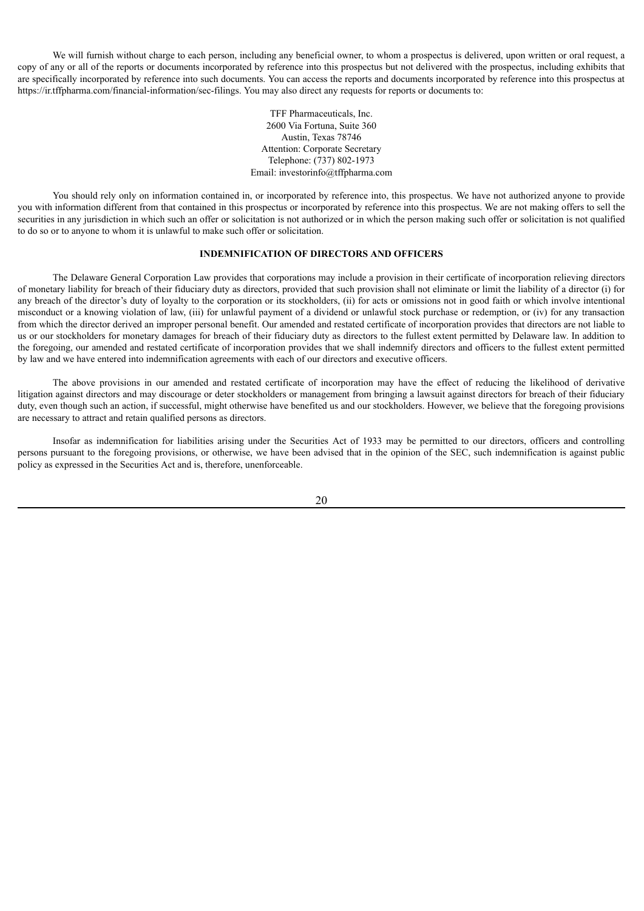We will furnish without charge to each person, including any beneficial owner, to whom a prospectus is delivered, upon written or oral request, a copy of any or all of the reports or documents incorporated by reference into this prospectus but not delivered with the prospectus, including exhibits that are specifically incorporated by reference into such documents. You can access the reports and documents incorporated by reference into this prospectus at https://ir.tffpharma.com/financial-information/sec-filings. You may also direct any requests for reports or documents to:

TFF Pharmaceuticals, Inc.
2600 Via Fortuna, Suite 360
Austin, Texas 78746
Attention: Corporate Secretary
Telephone: (737) 802-1973
Email: investorinfo@tffpharma.com

You should rely only on information contained in, or incorporated by reference into, this prospectus. We have not authorized anyone to provide you with information different from that contained in this prospectus or incorporated by reference into this prospectus. We are not making offers to sell the securities in any jurisdiction in which such an offer or solicitation is not authorized or in which the person making such offer or solicitation is not qualified to do so or to anyone to whom it is unlawful to make such offer or solicitation.

## INDEMNIFICATION OF DIRECTORS AND OFFICERS

The Delaware General Corporation Law provides that corporations may include a provision in their certificate of incorporation relieving directors of monetary liability for breach of their fiduciary duty as directors, provided that such provision shall not eliminate or limit the liability of a director (i) for any breach of the director's duty of loyalty to the corporation or its stockholders, (ii) for acts or omissions not in good faith or which involve intentional misconduct or a knowing violation of law, (iii) for unlawful payment of a dividend or unlawful stock purchase or redemption, or (iv) for any transaction from which the director derived an improper personal benefit. Our amended and restated certificate of incorporation provides that directors are not liable to us or our stockholders for monetary damages for breach of their fiduciary duty as directors to the fullest extent permitted by Delaware law. In addition to the foregoing, our amended and restated certificate of incorporation provides that we shall indemnify directors and officers to the fullest extent permitted by law and we have entered into indemnification agreements with each of our directors and executive officers.

The above provisions in our amended and restated certificate of incorporation may have the effect of reducing the likelihood of derivative litigation against directors and may discourage or deter stockholders or management from bringing a lawsuit against directors for breach of their fiduciary duty, even though such an action, if successful, might otherwise have benefited us and our stockholders. However, we believe that the foregoing provisions are necessary to attract and retain qualified persons as directors.

Insofar as indemnification for liabilities arising under the Securities Act of 1933 may be permitted to our directors, officers and controlling persons pursuant to the foregoing provisions, or otherwise, we have been advised that in the opinion of the SEC, such indemnification is against public policy as expressed in the Securities Act and is, therefore, unenforceable.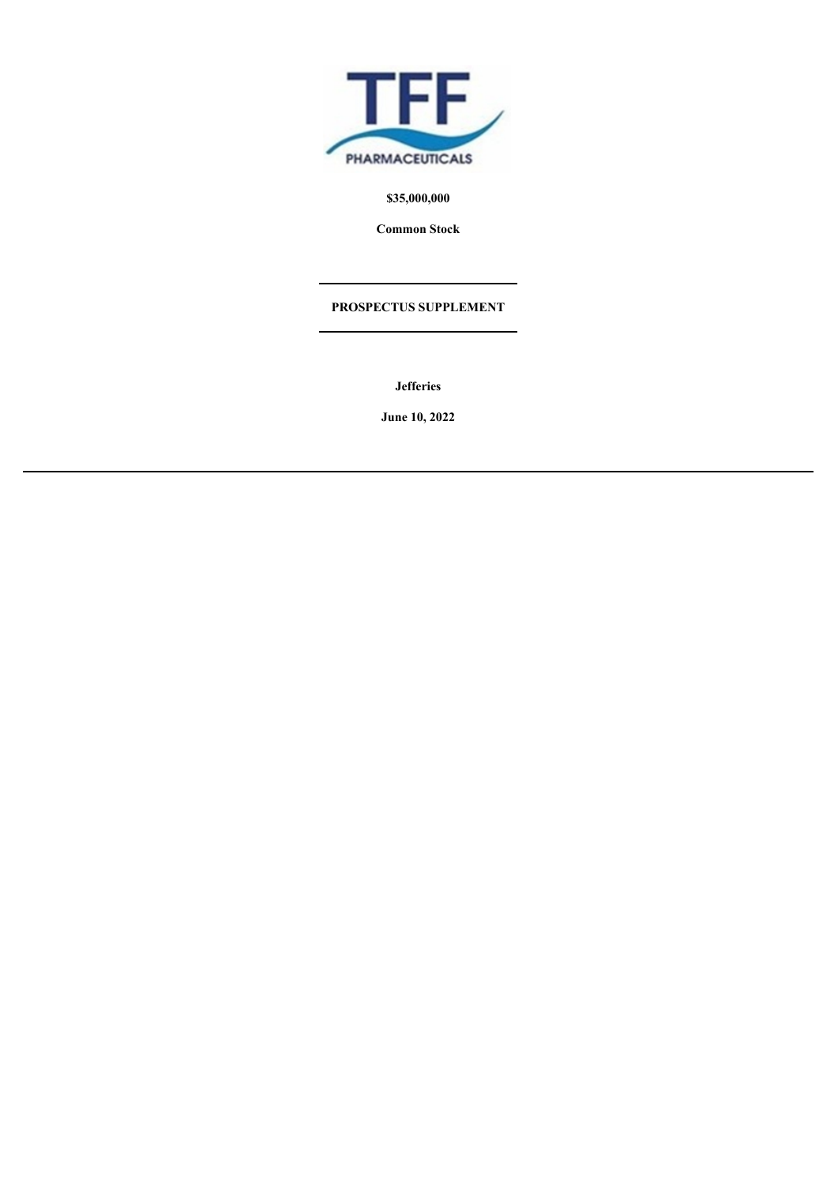TFF

PHARMACEUTICALS

**$35,000,000**

**Common Stock**

---

**PROSPECTUS SUPPLEMENT**

---

**Jefferies**

**June 10, 2022**